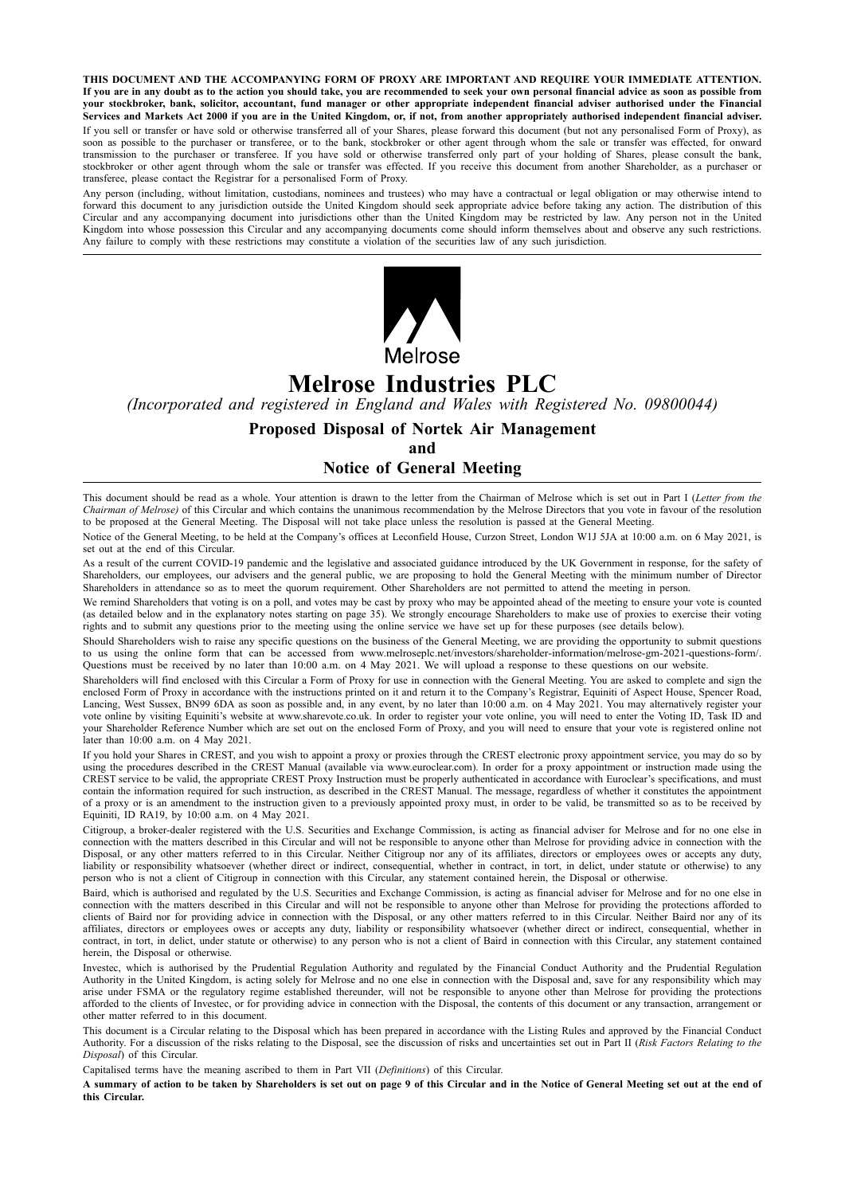**THIS DOCUMENT AND THE ACCOMPANYING FORM OF PROXY ARE IMPORTANT AND REQUIRE YOUR IMMEDIATE ATTENTION. If you are in any doubt as to the action you should take, you are recommended to seek your own personal financial advice as soon as possible from your stockbroker, bank, solicitor, accountant, fund manager or other appropriate independent financial adviser authorised under the Financial Services and Markets Act 2000 if you are in the United Kingdom, or, if not, from another appropriately authorised independent financial adviser.**

If you sell or transfer or have sold or otherwise transferred all of your Shares, please forward this document (but not any personalised Form of Proxy), as soon as possible to the purchaser or transferee, or to the bank, stockbroker or other agent through whom the sale or transfer was effected, for onward transmission to the purchaser or transferee. If you have sold or otherwise transferred only part of your holding of Shares, please consult the bank, stockbroker or other agent through whom the sale or transfer was effected. If you receive this document from another Shareholder, as a purchaser or transferee, please contact the Registrar for a personalised Form of Proxy.

Any person (including, without limitation, custodians, nominees and trustees) who may have a contractual or legal obligation or may otherwise intend to forward this document to any jurisdiction outside the United Kingdom should seek appropriate advice before taking any action. The distribution of this Circular and any accompanying document into jurisdictions other than the United Kingdom may be restricted by law. Any person not in the United Kingdom into whose possession this Circular and any accompanying documents come should inform themselves about and observe any such restrictions. Any failure to comply with these restrictions may constitute a violation of the securities law of any such jurisdiction.

Melrose

# Melrose Industries PLC

*(Incorporated and registered in England and Wales with Registered No. 09800044)*

## Proposed Disposal of Nortek Air Management
## and
## Notice of General Meeting

This document should be read as a whole. Your attention is drawn to the letter from the Chairman of Melrose which is set out in Part I (*Letter from the Chairman of Melrose)* of this Circular and which contains the unanimous recommendation by the Melrose Directors that you vote in favour of the resolution to be proposed at the General Meeting. The Disposal will not take place unless the resolution is passed at the General Meeting.

Notice of the General Meeting, to be held at the Company's offices at Leconfield House, Curzon Street, London W1J 5JA at 10:00 a.m. on 6 May 2021, is set out at the end of this Circular.

As a result of the current COVID-19 pandemic and the legislative and associated guidance introduced by the UK Government in response, for the safety of Shareholders, our employees, our advisers and the general public, we are proposing to hold the General Meeting with the minimum number of Director Shareholders in attendance so as to meet the quorum requirement. Other Shareholders are not permitted to attend the meeting in person.

We remind Shareholders that voting is on a poll, and votes may be cast by proxy who may be appointed ahead of the meeting to ensure your vote is counted (as detailed below and in the explanatory notes starting on page 35). We strongly encourage Shareholders to make use of proxies to exercise their voting rights and to submit any questions prior to the meeting using the online service we have set up for these purposes (see details below).

Should Shareholders wish to raise any specific questions on the business of the General Meeting, we are providing the opportunity to submit questions to us using the online form that can be accessed from www.melroseplc.net/investors/shareholder-information/melrose-gm-2021-questions-form/. Questions must be received by no later than 10:00 a.m. on 4 May 2021. We will upload a response to these questions on our website.

Shareholders will find enclosed with this Circular a Form of Proxy for use in connection with the General Meeting. You are asked to complete and sign the enclosed Form of Proxy in accordance with the instructions printed on it and return it to the Company's Registrar, Equiniti of Aspect House, Spencer Road, Lancing, West Sussex, BN99 6DA as soon as possible and, in any event, by no later than 10:00 a.m. on 4 May 2021. You may alternatively register your vote online by visiting Equiniti's website at www.sharevote.co.uk. In order to register your vote online, you will need to enter the Voting ID, Task ID and your Shareholder Reference Number which are set out on the enclosed Form of Proxy, and you will need to ensure that your vote is registered online not later than 10:00 a.m. on 4 May 2021.

If you hold your Shares in CREST, and you wish to appoint a proxy or proxies through the CREST electronic proxy appointment service, you may do so by using the procedures described in the CREST Manual (available via www.euroclear.com). In order for a proxy appointment or instruction made using the CREST service to be valid, the appropriate CREST Proxy Instruction must be properly authenticated in accordance with Euroclear's specifications, and must contain the information required for such instruction, as described in the CREST Manual. The message, regardless of whether it constitutes the appointment of a proxy or is an amendment to the instruction given to a previously appointed proxy must, in order to be valid, be transmitted so as to be received by Equiniti, ID RA19, by 10:00 a.m. on 4 May 2021.

Citigroup, a broker-dealer registered with the U.S. Securities and Exchange Commission, is acting as financial adviser for Melrose and for no one else in connection with the matters described in this Circular and will not be responsible to anyone other than Melrose for providing advice in connection with the Disposal, or any other matters referred to in this Circular. Neither Citigroup nor any of its affiliates, directors or employees owes or accepts any duty, liability or responsibility whatsoever (whether direct or indirect, consequential, whether in contract, in tort, in delict, under statute or otherwise) to any person who is not a client of Citigroup in connection with this Circular, any statement contained herein, the Disposal or otherwise.

Baird, which is authorised and regulated by the U.S. Securities and Exchange Commission, is acting as financial adviser for Melrose and for no one else in connection with the matters described in this Circular and will not be responsible to anyone other than Melrose for providing the protections afforded to clients of Baird nor for providing advice in connection with the Disposal, or any other matters referred to in this Circular. Neither Baird nor any of its affiliates, directors or employees owes or accepts any duty, liability or responsibility whatsoever (whether direct or indirect, consequential, whether in contract, in tort, in delict, under statute or otherwise) to any person who is not a client of Baird in connection with this Circular, any statement contained herein, the Disposal or otherwise.

Investec, which is authorised by the Prudential Regulation Authority and regulated by the Financial Conduct Authority and the Prudential Regulation Authority in the United Kingdom, is acting solely for Melrose and no one else in connection with the Disposal and, save for any responsibility which may arise under FSMA or the regulatory regime established thereunder, will not be responsible to anyone other than Melrose for providing the protections afforded to the clients of Investec, or for providing advice in connection with the Disposal, the contents of this document or any transaction, arrangement or other matter referred to in this document.

This document is a Circular relating to the Disposal which has been prepared in accordance with the Listing Rules and approved by the Financial Conduct Authority. For a discussion of the risks relating to the Disposal, see the discussion of risks and uncertainties set out in Part II (*Risk Factors Relating to the Disposal*) of this Circular.

Capitalised terms have the meaning ascribed to them in Part VII (*Definitions*) of this Circular.

**A summary of action to be taken by Shareholders is set out on page 9 of this Circular and in the Notice of General Meeting set out at the end of this Circular.**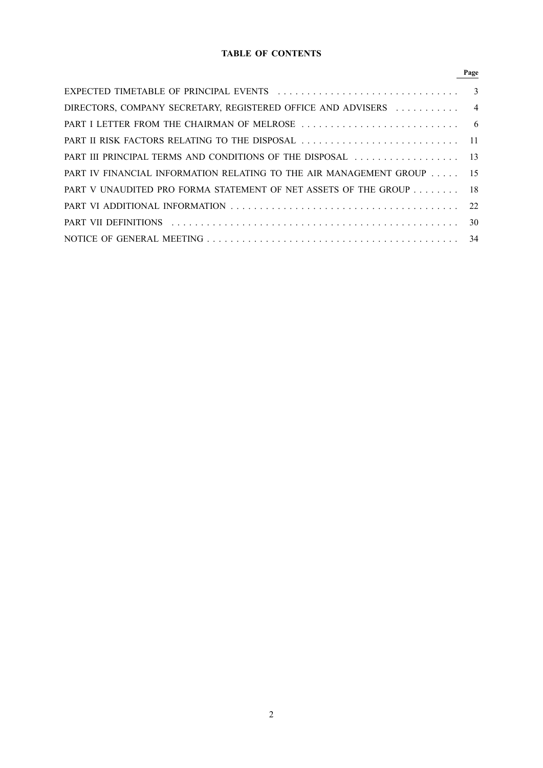# TABLE OF CONTENTS

| | Page |
|---|---|
| EXPECTED TIMETABLE OF PRINCIPAL EVENTS | 3 |
| DIRECTORS, COMPANY SECRETARY, REGISTERED OFFICE AND ADVISERS | 4 |
| PART I LETTER FROM THE CHAIRMAN OF MELROSE | 6 |
| PART II RISK FACTORS RELATING TO THE DISPOSAL | 11 |
| PART III PRINCIPAL TERMS AND CONDITIONS OF THE DISPOSAL | 13 |
| PART IV FINANCIAL INFORMATION RELATING TO THE AIR MANAGEMENT GROUP | 15 |
| PART V UNAUDITED PRO FORMA STATEMENT OF NET ASSETS OF THE GROUP | 18 |
| PART VI ADDITIONAL INFORMATION | 22 |
| PART VII DEFINITIONS | 30 |
| NOTICE OF GENERAL MEETING | 34 |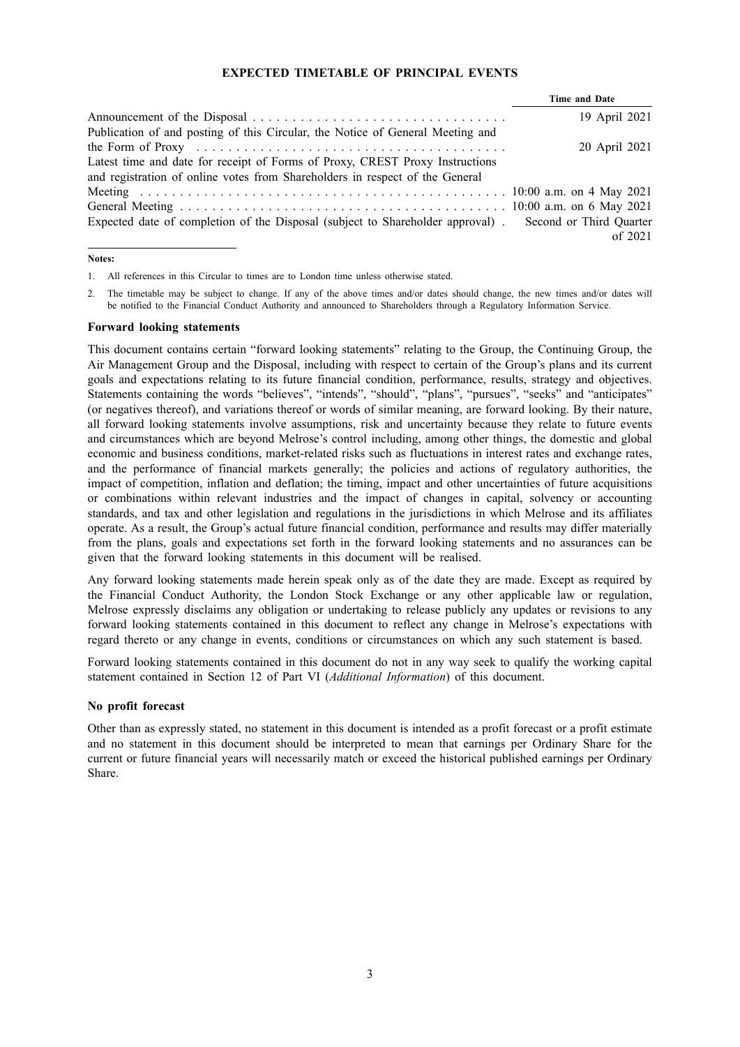## EXPECTED TIMETABLE OF PRINCIPAL EVENTS

| | Time and Date |
|---|---|
| Announcement of the Disposal | 19 April 2021 |
| Publication of and posting of this Circular, the Notice of General Meeting and the Form of Proxy | 20 April 2021 |
| Latest time and date for receipt of Forms of Proxy, CREST Proxy Instructions and registration of online votes from Shareholders in respect of the General Meeting | 10:00 a.m. on 4 May 2021 |
| General Meeting | 10:00 a.m. on 6 May 2021 |
| Expected date of completion of the Disposal (subject to Shareholder approval) | Second or Third Quarter of 2021 |

**Notes:**

1. All references in this Circular to times are to London time unless otherwise stated.
2. The timetable may be subject to change. If any of the above times and/or dates should change, the new times and/or dates will be notified to the Financial Conduct Authority and announced to Shareholders through a Regulatory Information Service.

### Forward looking statements

This document contains certain "forward looking statements" relating to the Group, the Continuing Group, the Air Management Group and the Disposal, including with respect to certain of the Group's plans and its current goals and expectations relating to its future financial condition, performance, results, strategy and objectives. Statements containing the words "believes", "intends", "should", "plans", "pursues", "seeks" and "anticipates" (or negatives thereof), and variations thereof or words of similar meaning, are forward looking. By their nature, all forward looking statements involve assumptions, risk and uncertainty because they relate to future events and circumstances which are beyond Melrose's control including, among other things, the domestic and global economic and business conditions, market-related risks such as fluctuations in interest rates and exchange rates, and the performance of financial markets generally; the policies and actions of regulatory authorities, the impact of competition, inflation and deflation; the timing, impact and other uncertainties of future acquisitions or combinations within relevant industries and the impact of changes in capital, solvency or accounting standards, and tax and other legislation and regulations in the jurisdictions in which Melrose and its affiliates operate. As a result, the Group's actual future financial condition, performance and results may differ materially from the plans, goals and expectations set forth in the forward looking statements and no assurances can be given that the forward looking statements in this document will be realised.

Any forward looking statements made herein speak only as of the date they are made. Except as required by the Financial Conduct Authority, the London Stock Exchange or any other applicable law or regulation, Melrose expressly disclaims any obligation or undertaking to release publicly any updates or revisions to any forward looking statements contained in this document to reflect any change in Melrose's expectations with regard thereto or any change in events, conditions or circumstances on which any such statement is based.

Forward looking statements contained in this document do not in any way seek to qualify the working capital statement contained in Section 12 of Part VI (*Additional Information*) of this document.

### No profit forecast

Other than as expressly stated, no statement in this document is intended as a profit forecast or a profit estimate and no statement in this document should be interpreted to mean that earnings per Ordinary Share for the current or future financial years will necessarily match or exceed the historical published earnings per Ordinary Share.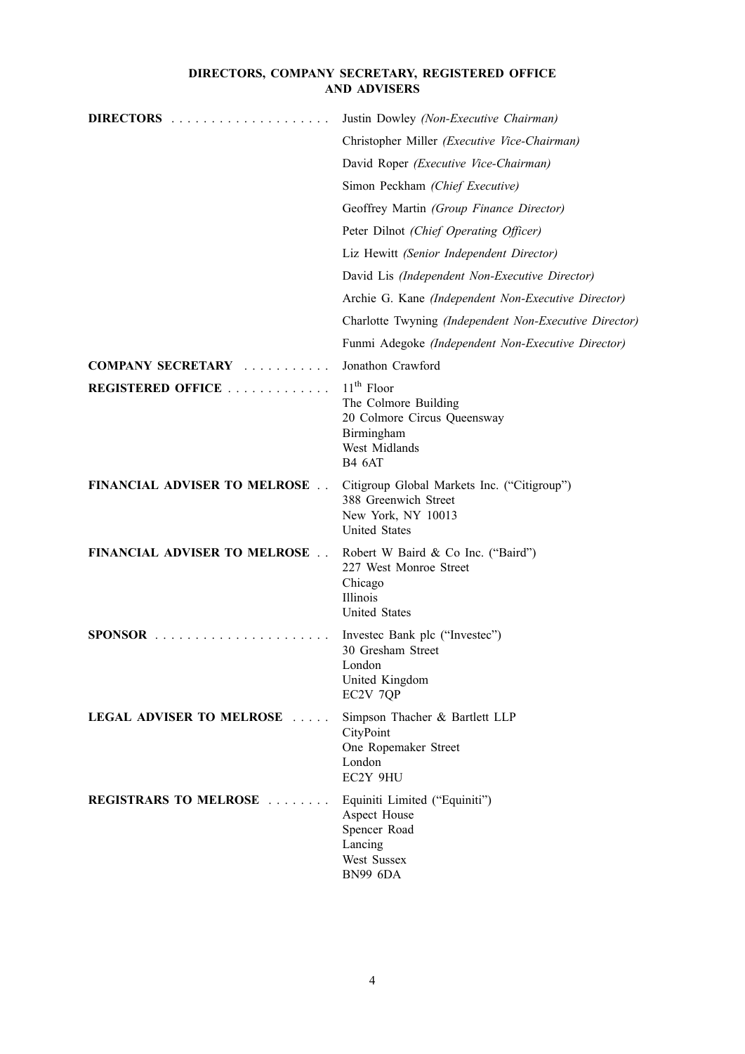# DIRECTORS, COMPANY SECRETARY, REGISTERED OFFICE AND ADVISERS

| | |
|---|---|
| **DIRECTORS** | Justin Dowley *(Non-Executive Chairman)* |
| | Christopher Miller *(Executive Vice-Chairman)* |
| | David Roper *(Executive Vice-Chairman)* |
| | Simon Peckham *(Chief Executive)* |
| | Geoffrey Martin *(Group Finance Director)* |
| | Peter Dilnot *(Chief Operating Officer)* |
| | Liz Hewitt *(Senior Independent Director)* |
| | David Lis *(Independent Non-Executive Director)* |
| | Archie G. Kane *(Independent Non-Executive Director)* |
| | Charlotte Twyning *(Independent Non-Executive Director)* |
| | Funmi Adegoke *(Independent Non-Executive Director)* |
| **COMPANY SECRETARY** | Jonathon Crawford |
| **REGISTERED OFFICE** | 11th Floor<br>The Colmore Building<br>20 Colmore Circus Queensway<br>Birmingham<br>West Midlands<br>B4 6AT |
| **FINANCIAL ADVISER TO MELROSE** | Citigroup Global Markets Inc. ("Citigroup")<br>388 Greenwich Street<br>New York, NY 10013<br>United States |
| **FINANCIAL ADVISER TO MELROSE** | Robert W Baird & Co Inc. ("Baird")<br>227 West Monroe Street<br>Chicago<br>Illinois<br>United States |
| **SPONSOR** | Investec Bank plc ("Investec")<br>30 Gresham Street<br>London<br>United Kingdom<br>EC2V 7QP |
| **LEGAL ADVISER TO MELROSE** | Simpson Thacher & Bartlett LLP<br>CityPoint<br>One Ropemaker Street<br>London<br>EC2Y 9HU |
| **REGISTRARS TO MELROSE** | Equiniti Limited ("Equiniti")<br>Aspect House<br>Spencer Road<br>Lancing<br>West Sussex<br>BN99 6DA |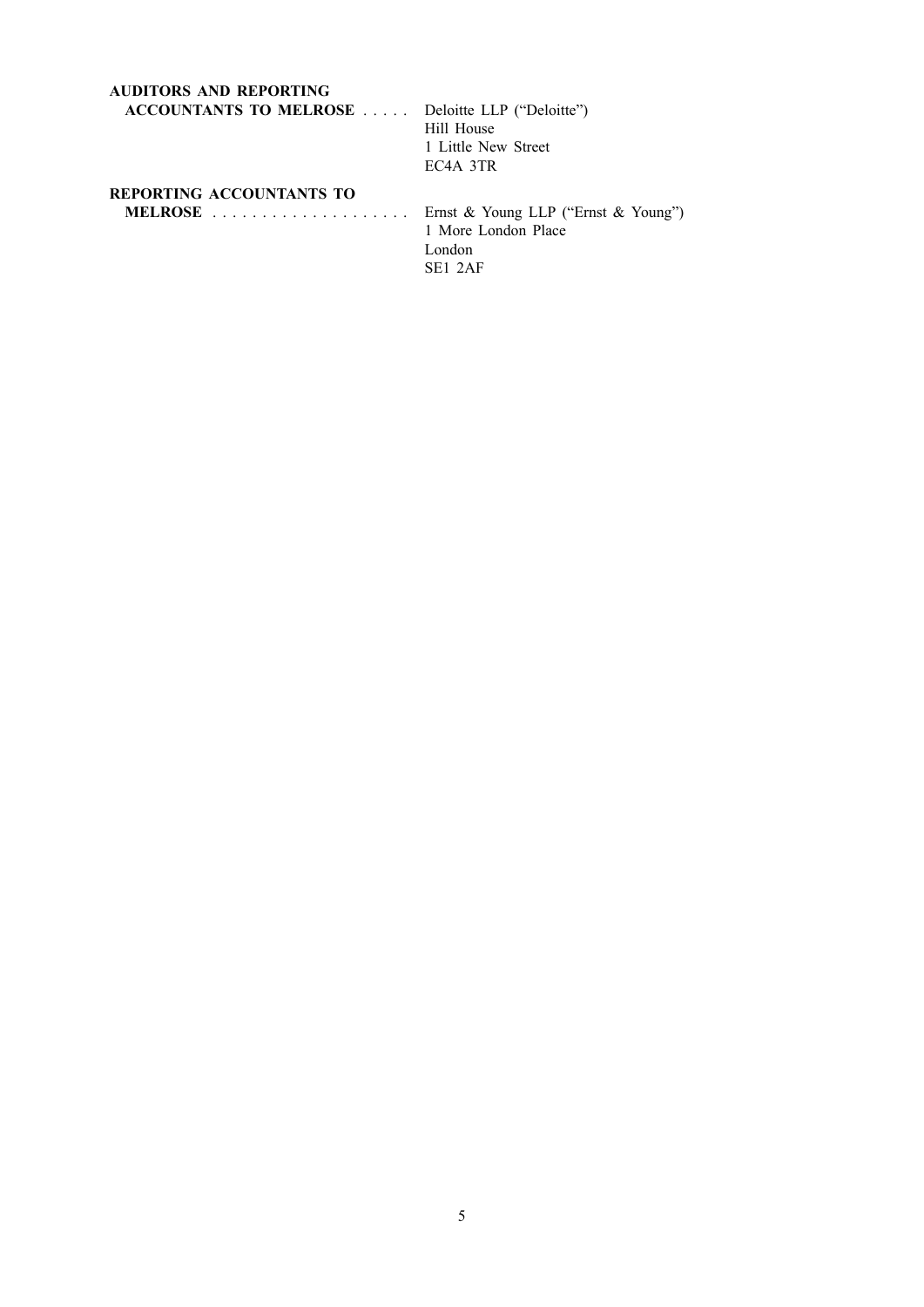| | |
|---|---|
| **AUDITORS AND REPORTING ACCOUNTANTS TO MELROSE** | Deloitte LLP ("Deloitte")<br>Hill House<br>1 Little New Street<br>EC4A 3TR |
| **REPORTING ACCOUNTANTS TO MELROSE** | Ernst & Young LLP ("Ernst & Young")<br>1 More London Place<br>London<br>SE1 2AF |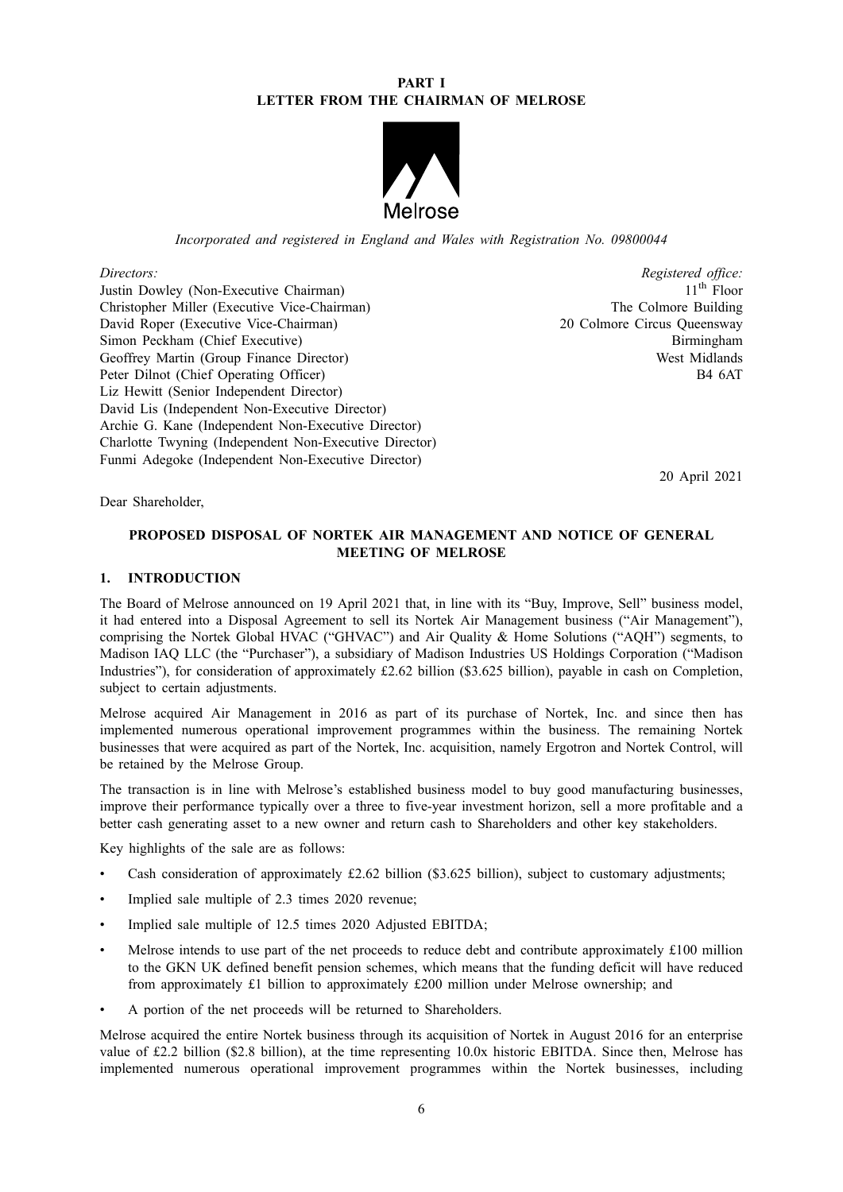# PART I
## LETTER FROM THE CHAIRMAN OF MELROSE

Melrose

*Incorporated and registered in England and Wales with Registration No. 09800044*

| *Directors:* | *Registered office:* |
|---|---|
| Justin Dowley (Non-Executive Chairman) | 11th Floor |
| Christopher Miller (Executive Vice-Chairman) | The Colmore Building |
| David Roper (Executive Vice-Chairman) | 20 Colmore Circus Queensway |
| Simon Peckham (Chief Executive) | Birmingham |
| Geoffrey Martin (Group Finance Director) | West Midlands |
| Peter Dilnot (Chief Operating Officer) | B4 6AT |
| Liz Hewitt (Senior Independent Director) | |
| David Lis (Independent Non-Executive Director) | |
| Archie G. Kane (Independent Non-Executive Director) | |
| Charlotte Twyning (Independent Non-Executive Director) | |
| Funmi Adegoke (Independent Non-Executive Director) | |

20 April 2021

Dear Shareholder,

### PROPOSED DISPOSAL OF NORTEK AIR MANAGEMENT AND NOTICE OF GENERAL MEETING OF MELROSE

### 1. INTRODUCTION

The Board of Melrose announced on 19 April 2021 that, in line with its "Buy, Improve, Sell" business model, it had entered into a Disposal Agreement to sell its Nortek Air Management business ("Air Management"), comprising the Nortek Global HVAC ("GHVAC") and Air Quality & Home Solutions ("AQH") segments, to Madison IAQ LLC (the "Purchaser"), a subsidiary of Madison Industries US Holdings Corporation ("Madison Industries"), for consideration of approximately £2.62 billion ($3.625 billion), payable in cash on Completion, subject to certain adjustments.

Melrose acquired Air Management in 2016 as part of its purchase of Nortek, Inc. and since then has implemented numerous operational improvement programmes within the business. The remaining Nortek businesses that were acquired as part of the Nortek, Inc. acquisition, namely Ergotron and Nortek Control, will be retained by the Melrose Group.

The transaction is in line with Melrose's established business model to buy good manufacturing businesses, improve their performance typically over a three to five-year investment horizon, sell a more profitable and a better cash generating asset to a new owner and return cash to Shareholders and other key stakeholders.

Key highlights of the sale are as follows:

- Cash consideration of approximately £2.62 billion ($3.625 billion), subject to customary adjustments;
- Implied sale multiple of 2.3 times 2020 revenue;
- Implied sale multiple of 12.5 times 2020 Adjusted EBITDA;
- Melrose intends to use part of the net proceeds to reduce debt and contribute approximately £100 million to the GKN UK defined benefit pension schemes, which means that the funding deficit will have reduced from approximately £1 billion to approximately £200 million under Melrose ownership; and
- A portion of the net proceeds will be returned to Shareholders.

Melrose acquired the entire Nortek business through its acquisition of Nortek in August 2016 for an enterprise value of £2.2 billion ($2.8 billion), at the time representing 10.0x historic EBITDA. Since then, Melrose has implemented numerous operational improvement programmes within the Nortek businesses, including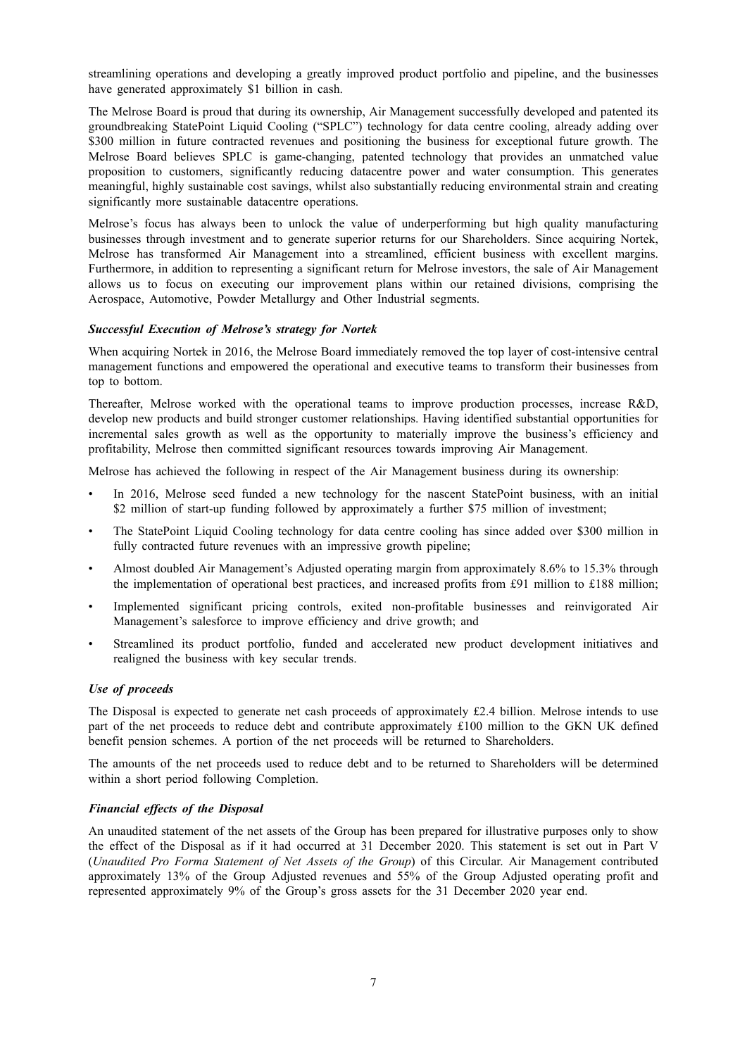streamlining operations and developing a greatly improved product portfolio and pipeline, and the businesses have generated approximately $1 billion in cash.

The Melrose Board is proud that during its ownership, Air Management successfully developed and patented its groundbreaking StatePoint Liquid Cooling ("SPLC") technology for data centre cooling, already adding over $300 million in future contracted revenues and positioning the business for exceptional future growth. The Melrose Board believes SPLC is game-changing, patented technology that provides an unmatched value proposition to customers, significantly reducing datacentre power and water consumption. This generates meaningful, highly sustainable cost savings, whilst also substantially reducing environmental strain and creating significantly more sustainable datacentre operations.

Melrose's focus has always been to unlock the value of underperforming but high quality manufacturing businesses through investment and to generate superior returns for our Shareholders. Since acquiring Nortek, Melrose has transformed Air Management into a streamlined, efficient business with excellent margins. Furthermore, in addition to representing a significant return for Melrose investors, the sale of Air Management allows us to focus on executing our improvement plans within our retained divisions, comprising the Aerospace, Automotive, Powder Metallurgy and Other Industrial segments.

### *Successful Execution of Melrose's strategy for Nortek*

When acquiring Nortek in 2016, the Melrose Board immediately removed the top layer of cost-intensive central management functions and empowered the operational and executive teams to transform their businesses from top to bottom.

Thereafter, Melrose worked with the operational teams to improve production processes, increase R&D, develop new products and build stronger customer relationships. Having identified substantial opportunities for incremental sales growth as well as the opportunity to materially improve the business's efficiency and profitability, Melrose then committed significant resources towards improving Air Management.

Melrose has achieved the following in respect of the Air Management business during its ownership:

- In 2016, Melrose seed funded a new technology for the nascent StatePoint business, with an initial $2 million of start-up funding followed by approximately a further $75 million of investment;
- The StatePoint Liquid Cooling technology for data centre cooling has since added over $300 million in fully contracted future revenues with an impressive growth pipeline;
- Almost doubled Air Management's Adjusted operating margin from approximately 8.6% to 15.3% through the implementation of operational best practices, and increased profits from £91 million to £188 million;
- Implemented significant pricing controls, exited non-profitable businesses and reinvigorated Air Management's salesforce to improve efficiency and drive growth; and
- Streamlined its product portfolio, funded and accelerated new product development initiatives and realigned the business with key secular trends.

### *Use of proceeds*

The Disposal is expected to generate net cash proceeds of approximately £2.4 billion. Melrose intends to use part of the net proceeds to reduce debt and contribute approximately £100 million to the GKN UK defined benefit pension schemes. A portion of the net proceeds will be returned to Shareholders.

The amounts of the net proceeds used to reduce debt and to be returned to Shareholders will be determined within a short period following Completion.

### *Financial effects of the Disposal*

An unaudited statement of the net assets of the Group has been prepared for illustrative purposes only to show the effect of the Disposal as if it had occurred at 31 December 2020. This statement is set out in Part V (*Unaudited Pro Forma Statement of Net Assets of the Group*) of this Circular. Air Management contributed approximately 13% of the Group Adjusted revenues and 55% of the Group Adjusted operating profit and represented approximately 9% of the Group's gross assets for the 31 December 2020 year end.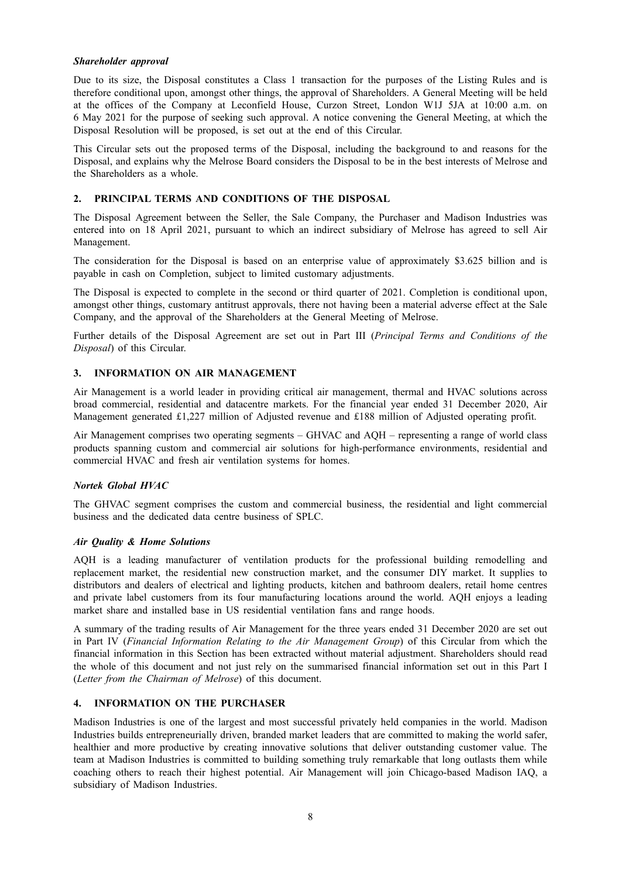***Shareholder approval***

Due to its size, the Disposal constitutes a Class 1 transaction for the purposes of the Listing Rules and is therefore conditional upon, amongst other things, the approval of Shareholders. A General Meeting will be held at the offices of the Company at Leconfield House, Curzon Street, London W1J 5JA at 10:00 a.m. on 6 May 2021 for the purpose of seeking such approval. A notice convening the General Meeting, at which the Disposal Resolution will be proposed, is set out at the end of this Circular.

This Circular sets out the proposed terms of the Disposal, including the background to and reasons for the Disposal, and explains why the Melrose Board considers the Disposal to be in the best interests of Melrose and the Shareholders as a whole.

## 2. PRINCIPAL TERMS AND CONDITIONS OF THE DISPOSAL

The Disposal Agreement between the Seller, the Sale Company, the Purchaser and Madison Industries was entered into on 18 April 2021, pursuant to which an indirect subsidiary of Melrose has agreed to sell Air Management.

The consideration for the Disposal is based on an enterprise value of approximately $3.625 billion and is payable in cash on Completion, subject to limited customary adjustments.

The Disposal is expected to complete in the second or third quarter of 2021. Completion is conditional upon, amongst other things, customary antitrust approvals, there not having been a material adverse effect at the Sale Company, and the approval of the Shareholders at the General Meeting of Melrose.

Further details of the Disposal Agreement are set out in Part III (*Principal Terms and Conditions of the Disposal*) of this Circular.

## 3. INFORMATION ON AIR MANAGEMENT

Air Management is a world leader in providing critical air management, thermal and HVAC solutions across broad commercial, residential and datacentre markets. For the financial year ended 31 December 2020, Air Management generated £1,227 million of Adjusted revenue and £188 million of Adjusted operating profit.

Air Management comprises two operating segments – GHVAC and AQH – representing a range of world class products spanning custom and commercial air solutions for high-performance environments, residential and commercial HVAC and fresh air ventilation systems for homes.

***Nortek Global HVAC***

The GHVAC segment comprises the custom and commercial business, the residential and light commercial business and the dedicated data centre business of SPLC.

***Air Quality & Home Solutions***

AQH is a leading manufacturer of ventilation products for the professional building remodelling and replacement market, the residential new construction market, and the consumer DIY market. It supplies to distributors and dealers of electrical and lighting products, kitchen and bathroom dealers, retail home centres and private label customers from its four manufacturing locations around the world. AQH enjoys a leading market share and installed base in US residential ventilation fans and range hoods.

A summary of the trading results of Air Management for the three years ended 31 December 2020 are set out in Part IV (*Financial Information Relating to the Air Management Group*) of this Circular from which the financial information in this Section has been extracted without material adjustment. Shareholders should read the whole of this document and not just rely on the summarised financial information set out in this Part I (*Letter from the Chairman of Melrose*) of this document.

## 4. INFORMATION ON THE PURCHASER

Madison Industries is one of the largest and most successful privately held companies in the world. Madison Industries builds entrepreneurially driven, branded market leaders that are committed to making the world safer, healthier and more productive by creating innovative solutions that deliver outstanding customer value. The team at Madison Industries is committed to building something truly remarkable that long outlasts them while coaching others to reach their highest potential. Air Management will join Chicago-based Madison IAQ, a subsidiary of Madison Industries.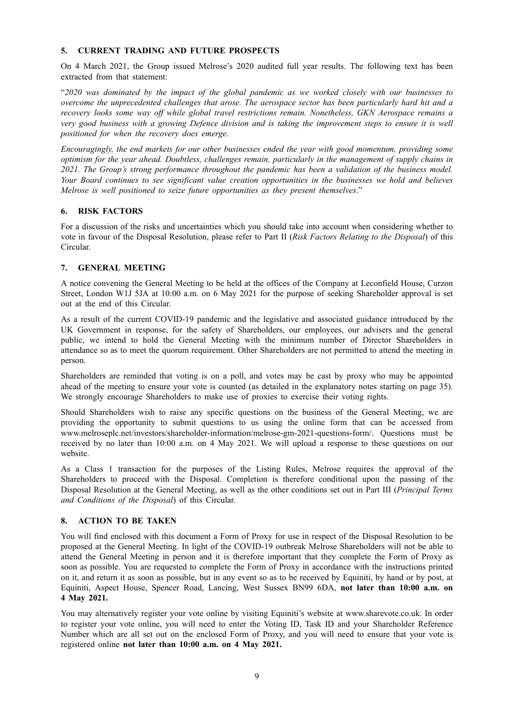## 5. CURRENT TRADING AND FUTURE PROSPECTS

On 4 March 2021, the Group issued Melrose's 2020 audited full year results. The following text has been extracted from that statement:

"*2020 was dominated by the impact of the global pandemic as we worked closely with our businesses to overcome the unprecedented challenges that arose. The aerospace sector has been particularly hard hit and a recovery looks some way off while global travel restrictions remain. Nonetheless, GKN Aerospace remains a very good business with a growing Defence division and is taking the improvement steps to ensure it is well positioned for when the recovery does emerge.*

*Encouragingly, the end markets for our other businesses ended the year with good momentum, providing some optimism for the year ahead. Doubtless, challenges remain, particularly in the management of supply chains in 2021. The Group's strong performance throughout the pandemic has been a validation of the business model. Your Board continues to see significant value creation opportunities in the businesses we hold and believes Melrose is well positioned to seize future opportunities as they present themselves*."

## 6. RISK FACTORS

For a discussion of the risks and uncertainties which you should take into account when considering whether to vote in favour of the Disposal Resolution, please refer to Part II (*Risk Factors Relating to the Disposal*) of this Circular.

## 7. GENERAL MEETING

A notice convening the General Meeting to be held at the offices of the Company at Leconfield House, Curzon Street, London W1J 5JA at 10:00 a.m. on 6 May 2021 for the purpose of seeking Shareholder approval is set out at the end of this Circular.

As a result of the current COVID-19 pandemic and the legislative and associated guidance introduced by the UK Government in response, for the safety of Shareholders, our employees, our advisers and the general public, we intend to hold the General Meeting with the minimum number of Director Shareholders in attendance so as to meet the quorum requirement. Other Shareholders are not permitted to attend the meeting in person.

Shareholders are reminded that voting is on a poll, and votes may be cast by proxy who may be appointed ahead of the meeting to ensure your vote is counted (as detailed in the explanatory notes starting on page 35). We strongly encourage Shareholders to make use of proxies to exercise their voting rights.

Should Shareholders wish to raise any specific questions on the business of the General Meeting, we are providing the opportunity to submit questions to us using the online form that can be accessed from www.melroseplc.net/investors/shareholder-information/melrose-gm-2021-questions-form/. Questions must be received by no later than 10:00 a.m. on 4 May 2021. We will upload a response to these questions on our website.

As a Class 1 transaction for the purposes of the Listing Rules, Melrose requires the approval of the Shareholders to proceed with the Disposal. Completion is therefore conditional upon the passing of the Disposal Resolution at the General Meeting, as well as the other conditions set out in Part III (*Principal Terms and Conditions of the Disposal*) of this Circular.

## 8. ACTION TO BE TAKEN

You will find enclosed with this document a Form of Proxy for use in respect of the Disposal Resolution to be proposed at the General Meeting. In light of the COVID-19 outbreak Melrose Shareholders will not be able to attend the General Meeting in person and it is therefore important that they complete the Form of Proxy as soon as possible. You are requested to complete the Form of Proxy in accordance with the instructions printed on it, and return it as soon as possible, but in any event so as to be received by Equiniti, by hand or by post, at Equiniti, Aspect House, Spencer Road, Lancing, West Sussex BN99 6DA, **not later than 10:00 a.m. on 4 May 2021.**

You may alternatively register your vote online by visiting Equiniti's website at www.sharevote.co.uk. In order to register your vote online, you will need to enter the Voting ID, Task ID and your Shareholder Reference Number which are all set out on the enclosed Form of Proxy, and you will need to ensure that your vote is registered online **not later than 10:00 a.m. on 4 May 2021.**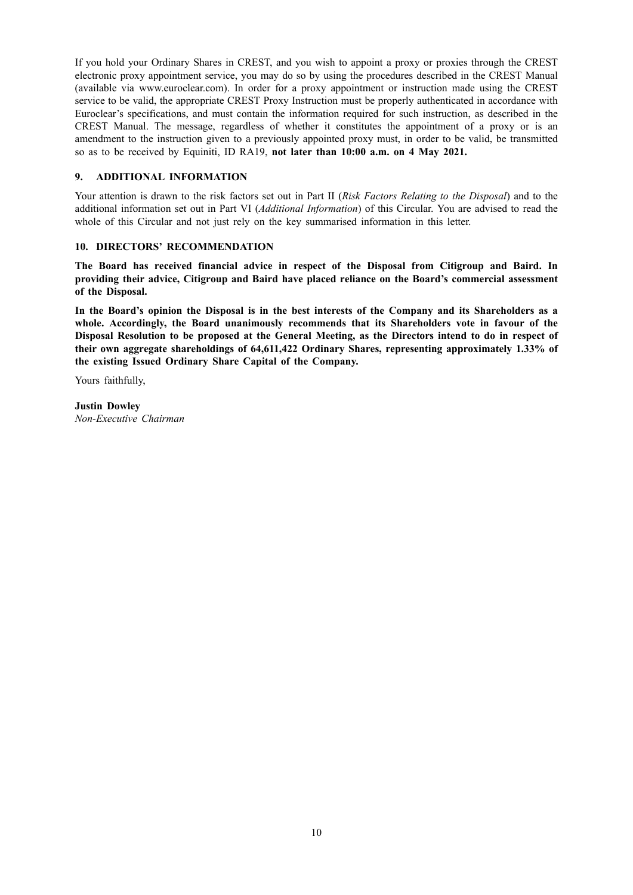If you hold your Ordinary Shares in CREST, and you wish to appoint a proxy or proxies through the CREST electronic proxy appointment service, you may do so by using the procedures described in the CREST Manual (available via www.euroclear.com). In order for a proxy appointment or instruction made using the CREST service to be valid, the appropriate CREST Proxy Instruction must be properly authenticated in accordance with Euroclear's specifications, and must contain the information required for such instruction, as described in the CREST Manual. The message, regardless of whether it constitutes the appointment of a proxy or is an amendment to the instruction given to a previously appointed proxy must, in order to be valid, be transmitted so as to be received by Equiniti, ID RA19, **not later than 10:00 a.m. on 4 May 2021.**

## 9. ADDITIONAL INFORMATION

Your attention is drawn to the risk factors set out in Part II (*Risk Factors Relating to the Disposal*) and to the additional information set out in Part VI (*Additional Information*) of this Circular. You are advised to read the whole of this Circular and not just rely on the key summarised information in this letter.

## 10. DIRECTORS' RECOMMENDATION

**The Board has received financial advice in respect of the Disposal from Citigroup and Baird. In providing their advice, Citigroup and Baird have placed reliance on the Board's commercial assessment of the Disposal.**

**In the Board's opinion the Disposal is in the best interests of the Company and its Shareholders as a whole. Accordingly, the Board unanimously recommends that its Shareholders vote in favour of the Disposal Resolution to be proposed at the General Meeting, as the Directors intend to do in respect of their own aggregate shareholdings of 64,611,422 Ordinary Shares, representing approximately 1.33% of the existing Issued Ordinary Share Capital of the Company.**

Yours faithfully,

**Justin Dowley**
*Non-Executive Chairman*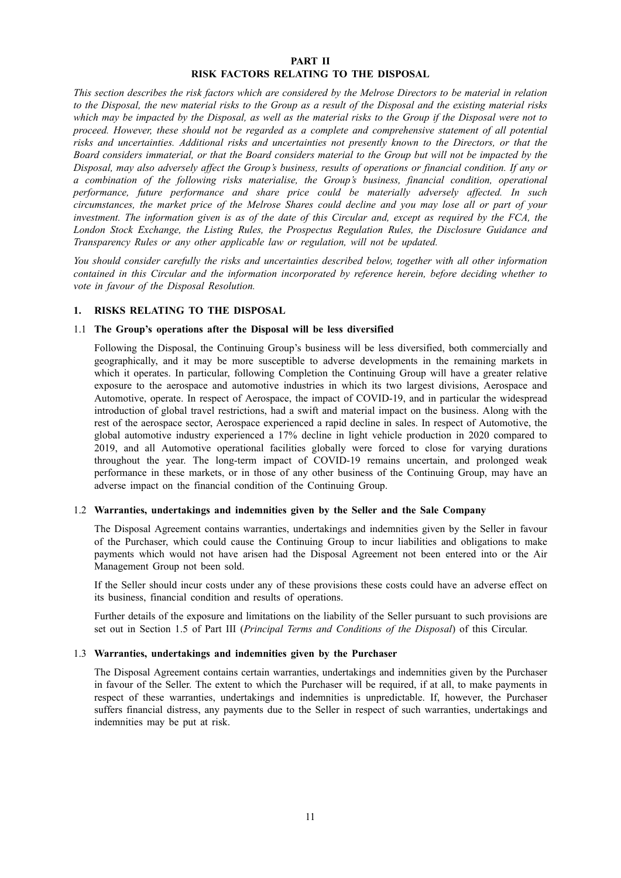# PART II
# RISK FACTORS RELATING TO THE DISPOSAL

*This section describes the risk factors which are considered by the Melrose Directors to be material in relation to the Disposal, the new material risks to the Group as a result of the Disposal and the existing material risks which may be impacted by the Disposal, as well as the material risks to the Group if the Disposal were not to proceed. However, these should not be regarded as a complete and comprehensive statement of all potential risks and uncertainties. Additional risks and uncertainties not presently known to the Directors, or that the Board considers immaterial, or that the Board considers material to the Group but will not be impacted by the Disposal, may also adversely affect the Group's business, results of operations or financial condition. If any or a combination of the following risks materialise, the Group's business, financial condition, operational performance, future performance and share price could be materially adversely affected. In such circumstances, the market price of the Melrose Shares could decline and you may lose all or part of your investment. The information given is as of the date of this Circular and, except as required by the FCA, the London Stock Exchange, the Listing Rules, the Prospectus Regulation Rules, the Disclosure Guidance and Transparency Rules or any other applicable law or regulation, will not be updated.*

*You should consider carefully the risks and uncertainties described below, together with all other information contained in this Circular and the information incorporated by reference herein, before deciding whether to vote in favour of the Disposal Resolution.*

## 1. RISKS RELATING TO THE DISPOSAL

### 1.1 The Group's operations after the Disposal will be less diversified

Following the Disposal, the Continuing Group's business will be less diversified, both commercially and geographically, and it may be more susceptible to adverse developments in the remaining markets in which it operates. In particular, following Completion the Continuing Group will have a greater relative exposure to the aerospace and automotive industries in which its two largest divisions, Aerospace and Automotive, operate. In respect of Aerospace, the impact of COVID-19, and in particular the widespread introduction of global travel restrictions, had a swift and material impact on the business. Along with the rest of the aerospace sector, Aerospace experienced a rapid decline in sales. In respect of Automotive, the global automotive industry experienced a 17% decline in light vehicle production in 2020 compared to 2019, and all Automotive operational facilities globally were forced to close for varying durations throughout the year. The long-term impact of COVID-19 remains uncertain, and prolonged weak performance in these markets, or in those of any other business of the Continuing Group, may have an adverse impact on the financial condition of the Continuing Group.

### 1.2 Warranties, undertakings and indemnities given by the Seller and the Sale Company

The Disposal Agreement contains warranties, undertakings and indemnities given by the Seller in favour of the Purchaser, which could cause the Continuing Group to incur liabilities and obligations to make payments which would not have arisen had the Disposal Agreement not been entered into or the Air Management Group not been sold.

If the Seller should incur costs under any of these provisions these costs could have an adverse effect on its business, financial condition and results of operations.

Further details of the exposure and limitations on the liability of the Seller pursuant to such provisions are set out in Section 1.5 of Part III (*Principal Terms and Conditions of the Disposal*) of this Circular.

### 1.3 Warranties, undertakings and indemnities given by the Purchaser

The Disposal Agreement contains certain warranties, undertakings and indemnities given by the Purchaser in favour of the Seller. The extent to which the Purchaser will be required, if at all, to make payments in respect of these warranties, undertakings and indemnities is unpredictable. If, however, the Purchaser suffers financial distress, any payments due to the Seller in respect of such warranties, undertakings and indemnities may be put at risk.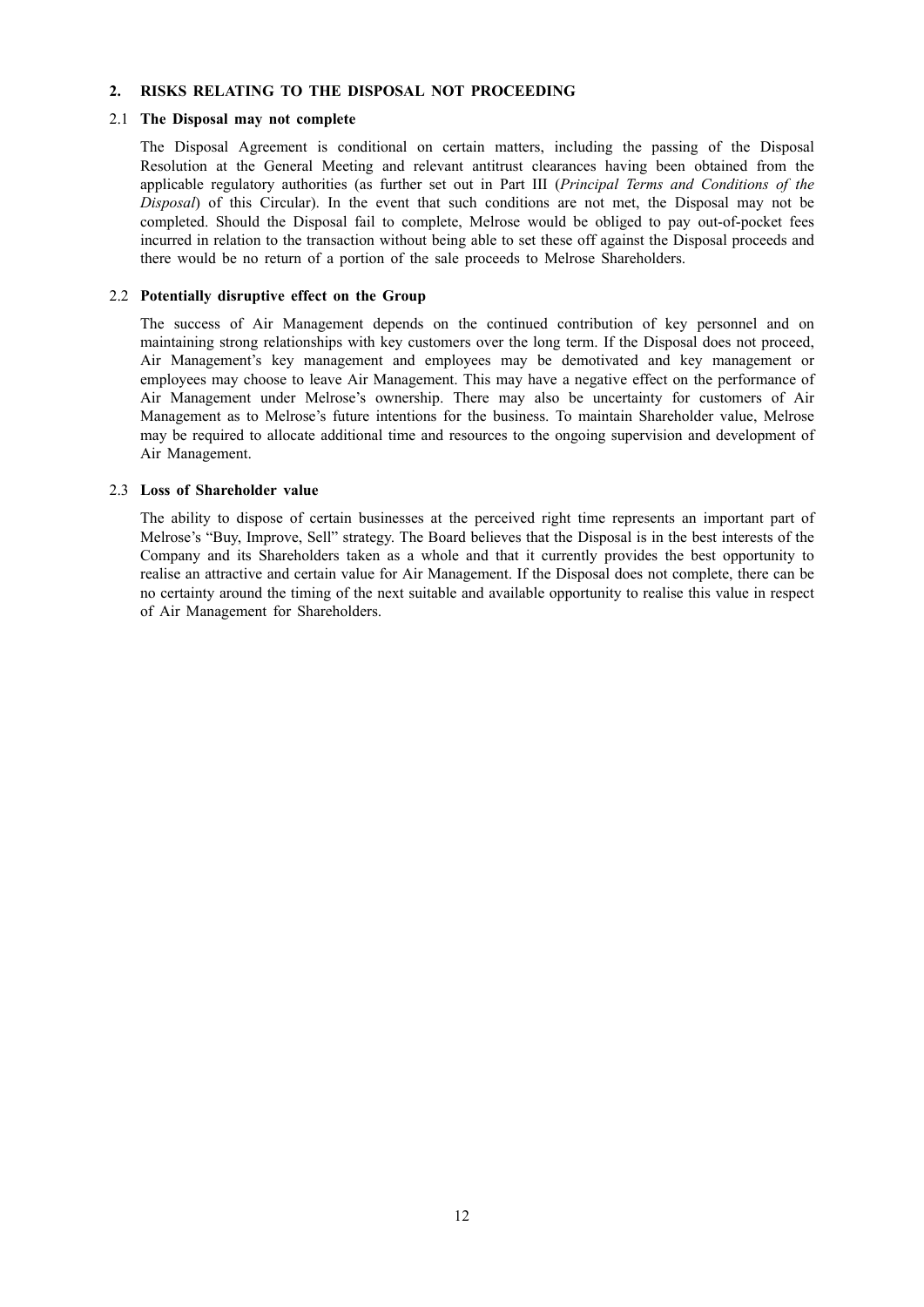## 2. RISKS RELATING TO THE DISPOSAL NOT PROCEEDING

### 2.1 The Disposal may not complete

The Disposal Agreement is conditional on certain matters, including the passing of the Disposal Resolution at the General Meeting and relevant antitrust clearances having been obtained from the applicable regulatory authorities (as further set out in Part III (*Principal Terms and Conditions of the Disposal*) of this Circular). In the event that such conditions are not met, the Disposal may not be completed. Should the Disposal fail to complete, Melrose would be obliged to pay out-of-pocket fees incurred in relation to the transaction without being able to set these off against the Disposal proceeds and there would be no return of a portion of the sale proceeds to Melrose Shareholders.

### 2.2 Potentially disruptive effect on the Group

The success of Air Management depends on the continued contribution of key personnel and on maintaining strong relationships with key customers over the long term. If the Disposal does not proceed, Air Management's key management and employees may be demotivated and key management or employees may choose to leave Air Management. This may have a negative effect on the performance of Air Management under Melrose's ownership. There may also be uncertainty for customers of Air Management as to Melrose's future intentions for the business. To maintain Shareholder value, Melrose may be required to allocate additional time and resources to the ongoing supervision and development of Air Management.

### 2.3 Loss of Shareholder value

The ability to dispose of certain businesses at the perceived right time represents an important part of Melrose's "Buy, Improve, Sell" strategy. The Board believes that the Disposal is in the best interests of the Company and its Shareholders taken as a whole and that it currently provides the best opportunity to realise an attractive and certain value for Air Management. If the Disposal does not complete, there can be no certainty around the timing of the next suitable and available opportunity to realise this value in respect of Air Management for Shareholders.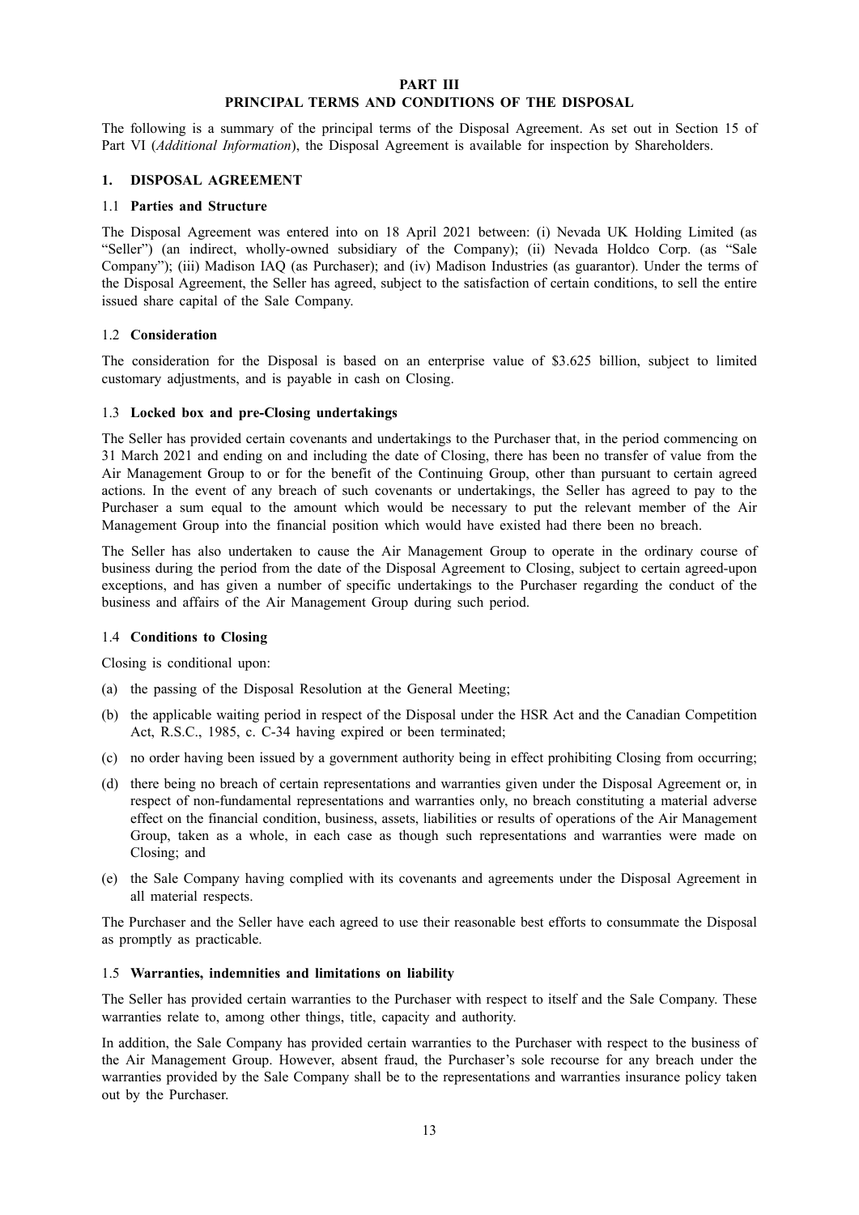# PART III

## PRINCIPAL TERMS AND CONDITIONS OF THE DISPOSAL

The following is a summary of the principal terms of the Disposal Agreement. As set out in Section 15 of Part VI (*Additional Information*), the Disposal Agreement is available for inspection by Shareholders.

### 1. DISPOSAL AGREEMENT

#### 1.1 Parties and Structure

The Disposal Agreement was entered into on 18 April 2021 between: (i) Nevada UK Holding Limited (as "Seller") (an indirect, wholly-owned subsidiary of the Company); (ii) Nevada Holdco Corp. (as "Sale Company"); (iii) Madison IAQ (as Purchaser); and (iv) Madison Industries (as guarantor). Under the terms of the Disposal Agreement, the Seller has agreed, subject to the satisfaction of certain conditions, to sell the entire issued share capital of the Sale Company.

#### 1.2 Consideration

The consideration for the Disposal is based on an enterprise value of $3.625 billion, subject to limited customary adjustments, and is payable in cash on Closing.

#### 1.3 Locked box and pre-Closing undertakings

The Seller has provided certain covenants and undertakings to the Purchaser that, in the period commencing on 31 March 2021 and ending on and including the date of Closing, there has been no transfer of value from the Air Management Group to or for the benefit of the Continuing Group, other than pursuant to certain agreed actions. In the event of any breach of such covenants or undertakings, the Seller has agreed to pay to the Purchaser a sum equal to the amount which would be necessary to put the relevant member of the Air Management Group into the financial position which would have existed had there been no breach.

The Seller has also undertaken to cause the Air Management Group to operate in the ordinary course of business during the period from the date of the Disposal Agreement to Closing, subject to certain agreed-upon exceptions, and has given a number of specific undertakings to the Purchaser regarding the conduct of the business and affairs of the Air Management Group during such period.

#### 1.4 Conditions to Closing

Closing is conditional upon:

(a) the passing of the Disposal Resolution at the General Meeting;

(b) the applicable waiting period in respect of the Disposal under the HSR Act and the Canadian Competition Act, R.S.C., 1985, c. C-34 having expired or been terminated;

(c) no order having been issued by a government authority being in effect prohibiting Closing from occurring;

(d) there being no breach of certain representations and warranties given under the Disposal Agreement or, in respect of non-fundamental representations and warranties only, no breach constituting a material adverse effect on the financial condition, business, assets, liabilities or results of operations of the Air Management Group, taken as a whole, in each case as though such representations and warranties were made on Closing; and

(e) the Sale Company having complied with its covenants and agreements under the Disposal Agreement in all material respects.

The Purchaser and the Seller have each agreed to use their reasonable best efforts to consummate the Disposal as promptly as practicable.

#### 1.5 Warranties, indemnities and limitations on liability

The Seller has provided certain warranties to the Purchaser with respect to itself and the Sale Company. These warranties relate to, among other things, title, capacity and authority.

In addition, the Sale Company has provided certain warranties to the Purchaser with respect to the business of the Air Management Group. However, absent fraud, the Purchaser's sole recourse for any breach under the warranties provided by the Sale Company shall be to the representations and warranties insurance policy taken out by the Purchaser.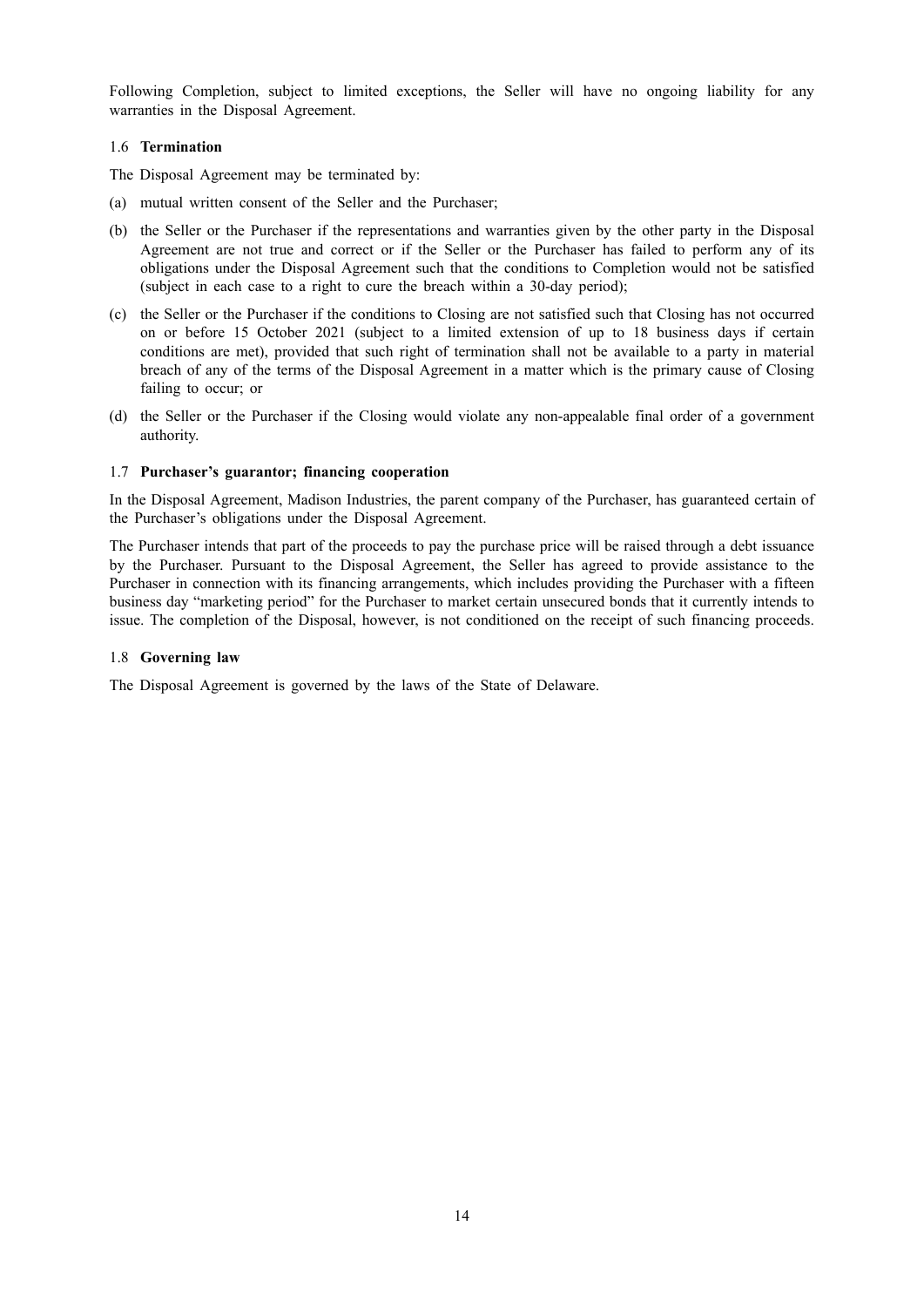Following Completion, subject to limited exceptions, the Seller will have no ongoing liability for any warranties in the Disposal Agreement.

### 1.6 Termination

The Disposal Agreement may be terminated by:

(a) mutual written consent of the Seller and the Purchaser;

(b) the Seller or the Purchaser if the representations and warranties given by the other party in the Disposal Agreement are not true and correct or if the Seller or the Purchaser has failed to perform any of its obligations under the Disposal Agreement such that the conditions to Completion would not be satisfied (subject in each case to a right to cure the breach within a 30-day period);

(c) the Seller or the Purchaser if the conditions to Closing are not satisfied such that Closing has not occurred on or before 15 October 2021 (subject to a limited extension of up to 18 business days if certain conditions are met), provided that such right of termination shall not be available to a party in material breach of any of the terms of the Disposal Agreement in a matter which is the primary cause of Closing failing to occur; or

(d) the Seller or the Purchaser if the Closing would violate any non-appealable final order of a government authority.

### 1.7 Purchaser's guarantor; financing cooperation

In the Disposal Agreement, Madison Industries, the parent company of the Purchaser, has guaranteed certain of the Purchaser's obligations under the Disposal Agreement.

The Purchaser intends that part of the proceeds to pay the purchase price will be raised through a debt issuance by the Purchaser. Pursuant to the Disposal Agreement, the Seller has agreed to provide assistance to the Purchaser in connection with its financing arrangements, which includes providing the Purchaser with a fifteen business day "marketing period" for the Purchaser to market certain unsecured bonds that it currently intends to issue. The completion of the Disposal, however, is not conditioned on the receipt of such financing proceeds.

### 1.8 Governing law

The Disposal Agreement is governed by the laws of the State of Delaware.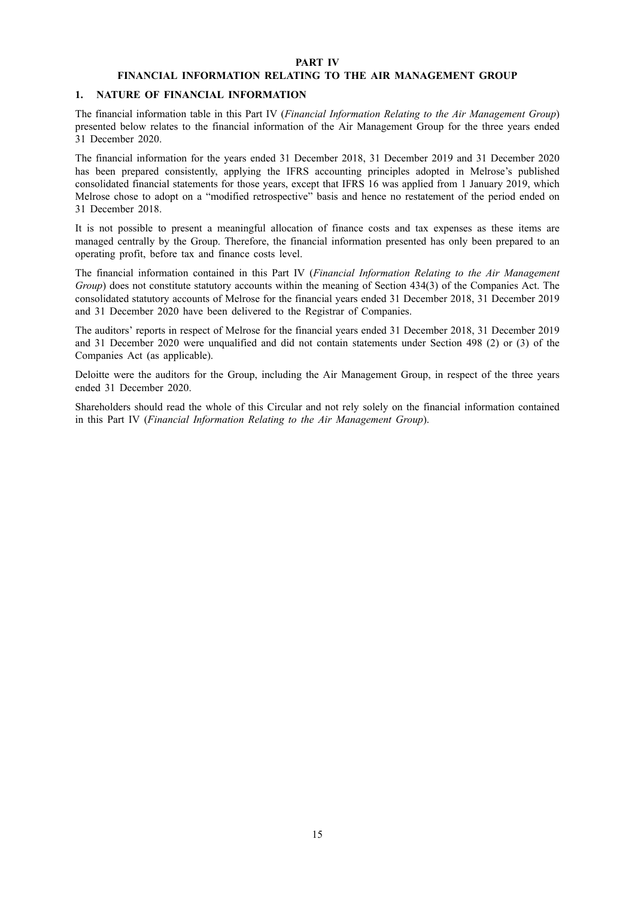# PART IV

## FINANCIAL INFORMATION RELATING TO THE AIR MANAGEMENT GROUP

### 1. NATURE OF FINANCIAL INFORMATION

The financial information table in this Part IV (*Financial Information Relating to the Air Management Group*) presented below relates to the financial information of the Air Management Group for the three years ended 31 December 2020.

The financial information for the years ended 31 December 2018, 31 December 2019 and 31 December 2020 has been prepared consistently, applying the IFRS accounting principles adopted in Melrose's published consolidated financial statements for those years, except that IFRS 16 was applied from 1 January 2019, which Melrose chose to adopt on a "modified retrospective" basis and hence no restatement of the period ended on 31 December 2018.

It is not possible to present a meaningful allocation of finance costs and tax expenses as these items are managed centrally by the Group. Therefore, the financial information presented has only been prepared to an operating profit, before tax and finance costs level.

The financial information contained in this Part IV (*Financial Information Relating to the Air Management Group*) does not constitute statutory accounts within the meaning of Section 434(3) of the Companies Act. The consolidated statutory accounts of Melrose for the financial years ended 31 December 2018, 31 December 2019 and 31 December 2020 have been delivered to the Registrar of Companies.

The auditors' reports in respect of Melrose for the financial years ended 31 December 2018, 31 December 2019 and 31 December 2020 were unqualified and did not contain statements under Section 498 (2) or (3) of the Companies Act (as applicable).

Deloitte were the auditors for the Group, including the Air Management Group, in respect of the three years ended 31 December 2020.

Shareholders should read the whole of this Circular and not rely solely on the financial information contained in this Part IV (*Financial Information Relating to the Air Management Group*).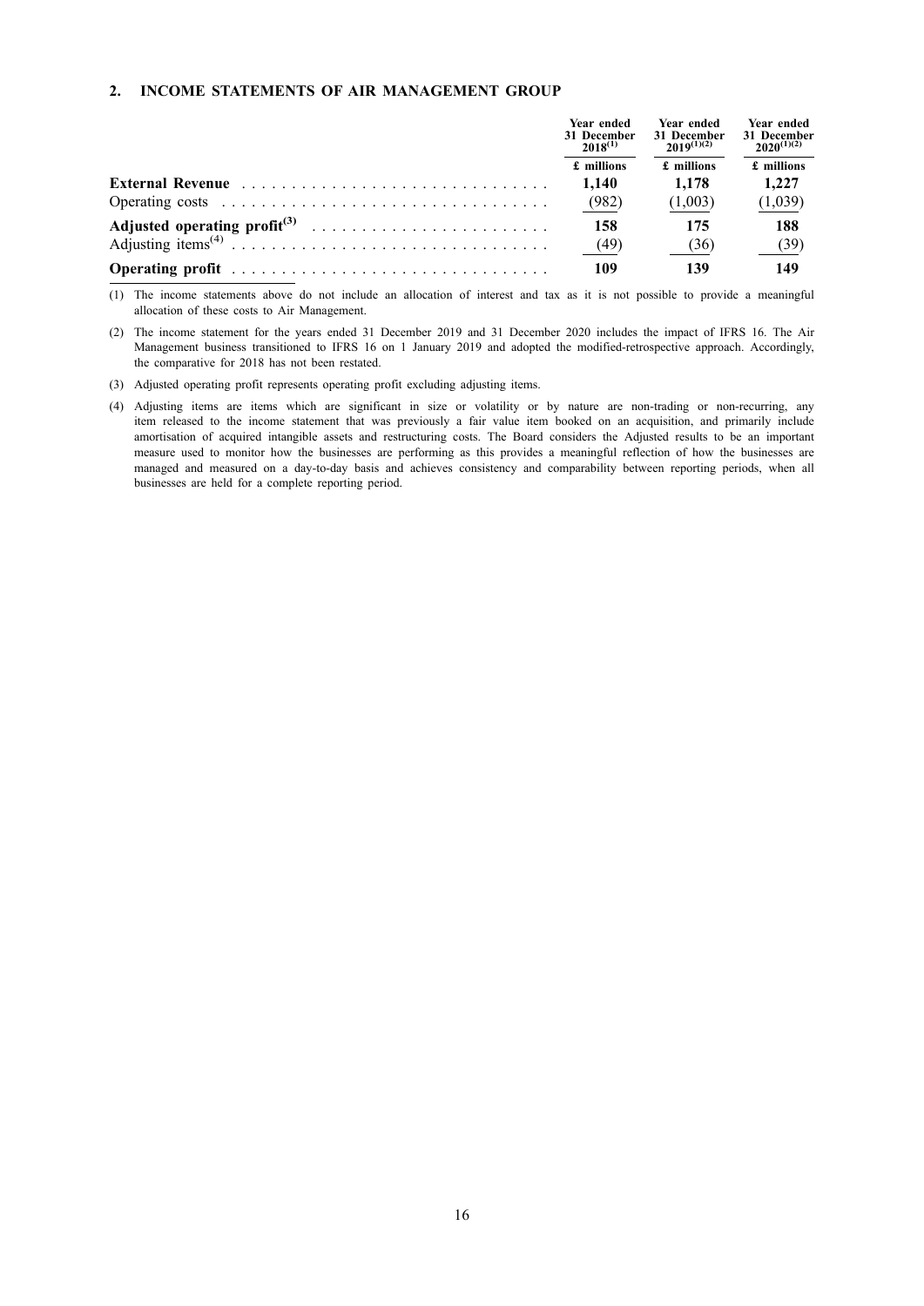## 2. INCOME STATEMENTS OF AIR MANAGEMENT GROUP

| | Year ended 31 December 2018[1] | Year ended 31 December 2019[1][2] | Year ended 31 December 2020[1][2] |
|---|---|---|---|
| | £ millions | £ millions | £ millions |
| **External Revenue** | **1,140** | **1,178** | **1,227** |
| Operating costs | (982) | (1,003) | (1,039) |
| **Adjusted operating profit[3]** | **158** | **175** | **188** |
| Adjusting items[4] | (49) | (36) | (39) |
| **Operating profit** | **109** | **139** | **149** |

(1) The income statements above do not include an allocation of interest and tax as it is not possible to provide a meaningful allocation of these costs to Air Management.

(2) The income statement for the years ended 31 December 2019 and 31 December 2020 includes the impact of IFRS 16. The Air Management business transitioned to IFRS 16 on 1 January 2019 and adopted the modified-retrospective approach. Accordingly, the comparative for 2018 has not been restated.

(3) Adjusted operating profit represents operating profit excluding adjusting items.

(4) Adjusting items are items which are significant in size or volatility or by nature are non-trading or non-recurring, any item released to the income statement that was previously a fair value item booked on an acquisition, and primarily include amortisation of acquired intangible assets and restructuring costs. The Board considers the Adjusted results to be an important measure used to monitor how the businesses are performing as this provides a meaningful reflection of how the businesses are managed and measured on a day-to-day basis and achieves consistency and comparability between reporting periods, when all businesses are held for a complete reporting period.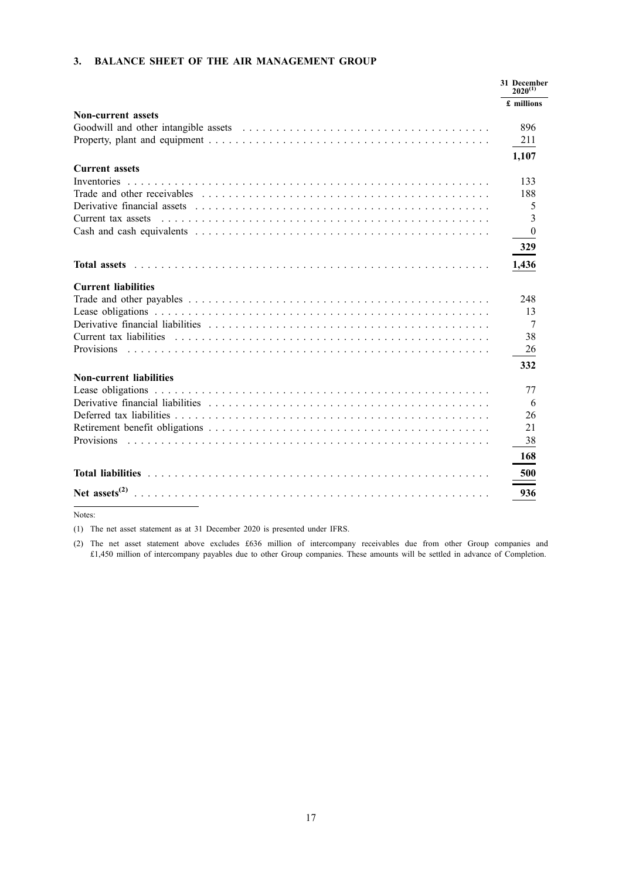### 3. BALANCE SHEET OF THE AIR MANAGEMENT GROUP

| | 31 December 2020[1] |
|---|---|
| | £ millions |
| **Non-current assets** | |
| Goodwill and other intangible assets | 896 |
| Property, plant and equipment | 211 |
| | **1,107** |
| **Current assets** | |
| Inventories | 133 |
| Trade and other receivables | 188 |
| Derivative financial assets | 5 |
| Current tax assets | 3 |
| Cash and cash equivalents | 0 |
| | **329** |
| **Total assets** | **1,436** |
| **Current liabilities** | |
| Trade and other payables | 248 |
| Lease obligations | 13 |
| Derivative financial liabilities | 7 |
| Current tax liabilities | 38 |
| Provisions | 26 |
| | **332** |
| **Non-current liabilities** | |
| Lease obligations | 77 |
| Derivative financial liabilities | 6 |
| Deferred tax liabilities | 26 |
| Retirement benefit obligations | 21 |
| Provisions | 38 |
| | **168** |
| **Total liabilities** | **500** |
| **Net assets[2]** | **936** |

Notes:

(1) The net asset statement as at 31 December 2020 is presented under IFRS.

(2) The net asset statement above excludes £636 million of intercompany receivables due from other Group companies and £1,450 million of intercompany payables due to other Group companies. These amounts will be settled in advance of Completion.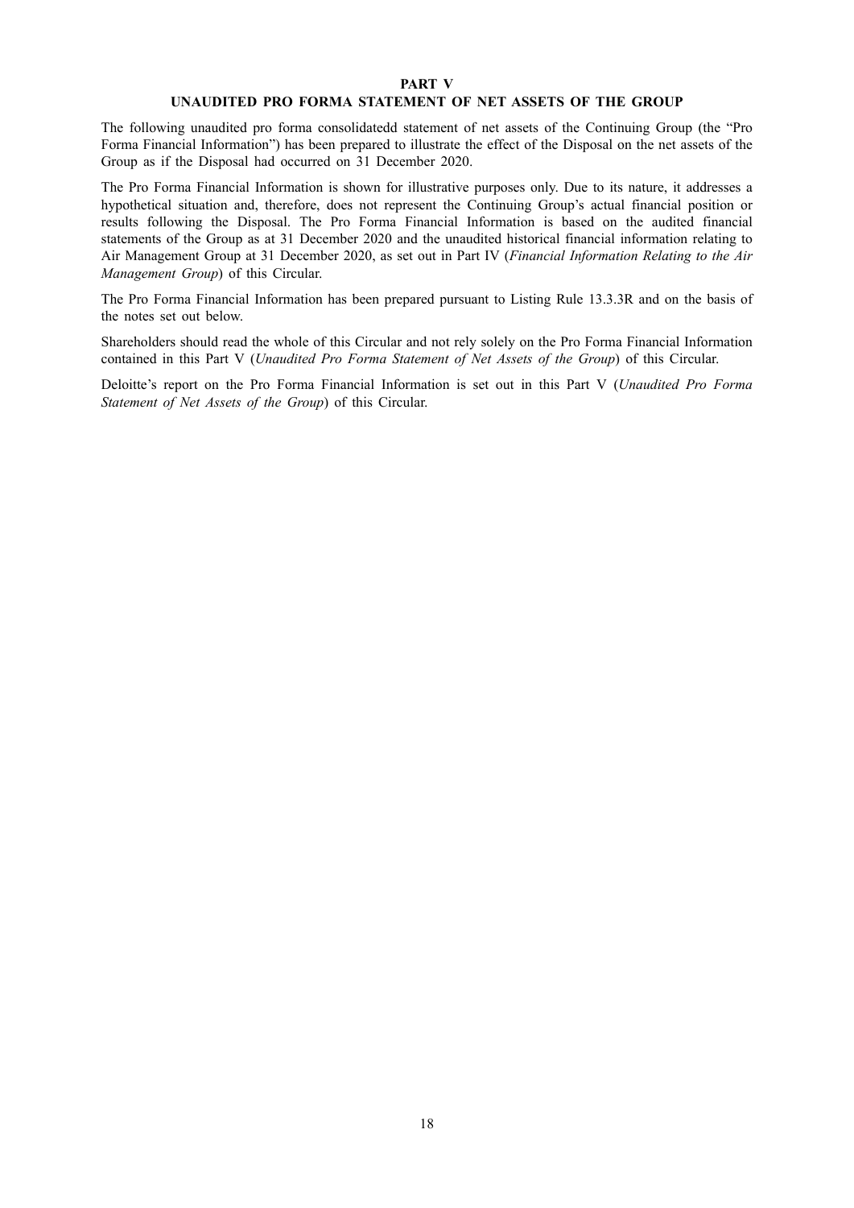# PART V

## UNAUDITED PRO FORMA STATEMENT OF NET ASSETS OF THE GROUP

The following unaudited pro forma consolidatedd statement of net assets of the Continuing Group (the "Pro Forma Financial Information") has been prepared to illustrate the effect of the Disposal on the net assets of the Group as if the Disposal had occurred on 31 December 2020.

The Pro Forma Financial Information is shown for illustrative purposes only. Due to its nature, it addresses a hypothetical situation and, therefore, does not represent the Continuing Group's actual financial position or results following the Disposal. The Pro Forma Financial Information is based on the audited financial statements of the Group as at 31 December 2020 and the unaudited historical financial information relating to Air Management Group at 31 December 2020, as set out in Part IV (*Financial Information Relating to the Air Management Group*) of this Circular.

The Pro Forma Financial Information has been prepared pursuant to Listing Rule 13.3.3R and on the basis of the notes set out below.

Shareholders should read the whole of this Circular and not rely solely on the Pro Forma Financial Information contained in this Part V (*Unaudited Pro Forma Statement of Net Assets of the Group*) of this Circular.

Deloitte's report on the Pro Forma Financial Information is set out in this Part V (*Unaudited Pro Forma Statement of Net Assets of the Group*) of this Circular.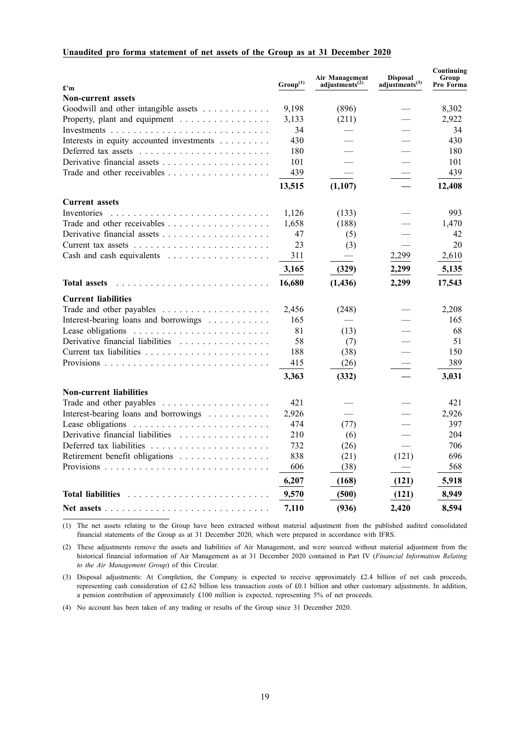**Unaudited pro forma statement of net assets of the Group as at 31 December 2020**

| £'m | Group[(1)] | Air Management adjustments[(2)] | Disposal adjustments[(3)] | Continuing Group Pro Forma |
|---|---|---|---|---|
| **Non-current assets** | | | | |
| Goodwill and other intangible assets | 9,198 | (896) | — | 8,302 |
| Property, plant and equipment | 3,133 | (211) | — | 2,922 |
| Investments | 34 | — | — | 34 |
| Interests in equity accounted investments | 430 | — | — | 430 |
| Deferred tax assets | 180 | — | — | 180 |
| Derivative financial assets | 101 | — | — | 101 |
| Trade and other receivables | 439 | — | — | 439 |
| | **13,515** | **(1,107)** | **—** | **12,408** |
| **Current assets** | | | | |
| Inventories | 1,126 | (133) | — | 993 |
| Trade and other receivables | 1,658 | (188) | — | 1,470 |
| Derivative financial assets | 47 | (5) | — | 42 |
| Current tax assets | 23 | (3) | — | 20 |
| Cash and cash equivalents | 311 | — | 2,299 | 2,610 |
| | **3,165** | **(329)** | **2,299** | **5,135** |
| **Total assets** | **16,680** | **(1,436)** | **2,299** | **17,543** |
| **Current liabilities** | | | | |
| Trade and other payables | 2,456 | (248) | — | 2,208 |
| Interest-bearing loans and borrowings | 165 | — | — | 165 |
| Lease obligations | 81 | (13) | — | 68 |
| Derivative financial liabilities | 58 | (7) | — | 51 |
| Current tax liabilities | 188 | (38) | — | 150 |
| Provisions | 415 | (26) | — | 389 |
| | **3,363** | **(332)** | **—** | **3,031** |
| **Non-current liabilities** | | | | |
| Trade and other payables | 421 | — | — | 421 |
| Interest-bearing loans and borrowings | 2,926 | — | — | 2,926 |
| Lease obligations | 474 | (77) | — | 397 |
| Derivative financial liabilities | 210 | (6) | — | 204 |
| Deferred tax liabilities | 732 | (26) | — | 706 |
| Retirement benefit obligations | 838 | (21) | (121) | 696 |
| Provisions | 606 | (38) | — | 568 |
| | **6,207** | **(168)** | **(121)** | **5,918** |
| **Total liabilities** | **9,570** | **(500)** | **(121)** | **8,949** |
| **Net assets** | **7,110** | **(936)** | **2,420** | **8,594** |

(1) The net assets relating to the Group have been extracted without material adjustment from the published audited consolidated financial statements of the Group as at 31 December 2020, which were prepared in accordance with IFRS.

(2) These adjustments remove the assets and liabilities of Air Management, and were sourced without material adjustment from the historical financial information of Air Management as at 31 December 2020 contained in Part IV (*Financial Information Relating to the Air Management Group*) of this Circular.

(3) Disposal adjustments: At Completion, the Company is expected to receive approximately £2.4 billion of net cash proceeds, representing cash consideration of £2.62 billion less transaction costs of £0.1 billion and other customary adjustments. In addition, a pension contribution of approximately £100 million is expected, representing 5% of net proceeds.

(4) No account has been taken of any trading or results of the Group since 31 December 2020.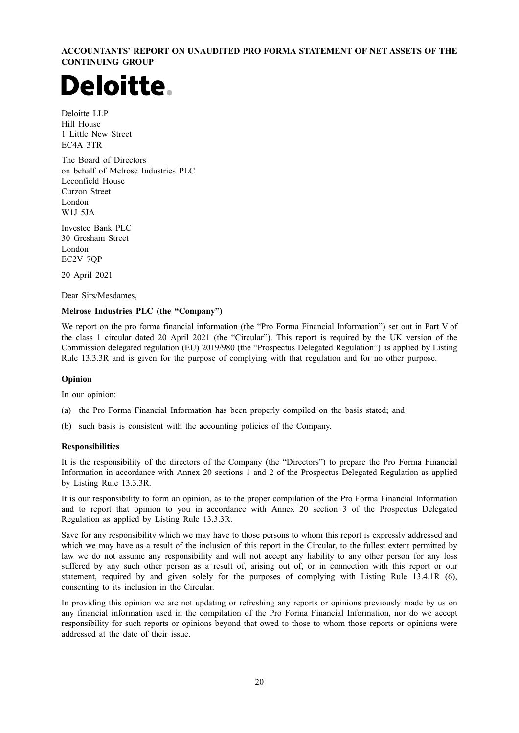**ACCOUNTANTS' REPORT ON UNAUDITED PRO FORMA STATEMENT OF NET ASSETS OF THE CONTINUING GROUP**

# Deloitte.

Deloitte LLP
Hill House
1 Little New Street
EC4A 3TR

The Board of Directors
on behalf of Melrose Industries PLC
Leconfield House
Curzon Street
London
W1J 5JA

Investec Bank PLC
30 Gresham Street
London
EC2V 7QP

20 April 2021

Dear Sirs/Mesdames,

**Melrose Industries PLC (the "Company")**

We report on the pro forma financial information (the "Pro Forma Financial Information") set out in Part V of the class 1 circular dated 20 April 2021 (the "Circular"). This report is required by the UK version of the Commission delegated regulation (EU) 2019/980 (the "Prospectus Delegated Regulation") as applied by Listing Rule 13.3.3R and is given for the purpose of complying with that regulation and for no other purpose.

**Opinion**

In our opinion:

(a) the Pro Forma Financial Information has been properly compiled on the basis stated; and

(b) such basis is consistent with the accounting policies of the Company.

**Responsibilities**

It is the responsibility of the directors of the Company (the "Directors") to prepare the Pro Forma Financial Information in accordance with Annex 20 sections 1 and 2 of the Prospectus Delegated Regulation as applied by Listing Rule 13.3.3R.

It is our responsibility to form an opinion, as to the proper compilation of the Pro Forma Financial Information and to report that opinion to you in accordance with Annex 20 section 3 of the Prospectus Delegated Regulation as applied by Listing Rule 13.3.3R.

Save for any responsibility which we may have to those persons to whom this report is expressly addressed and which we may have as a result of the inclusion of this report in the Circular, to the fullest extent permitted by law we do not assume any responsibility and will not accept any liability to any other person for any loss suffered by any such other person as a result of, arising out of, or in connection with this report or our statement, required by and given solely for the purposes of complying with Listing Rule 13.4.1R (6), consenting to its inclusion in the Circular.

In providing this opinion we are not updating or refreshing any reports or opinions previously made by us on any financial information used in the compilation of the Pro Forma Financial Information, nor do we accept responsibility for such reports or opinions beyond that owed to those to whom those reports or opinions were addressed at the date of their issue.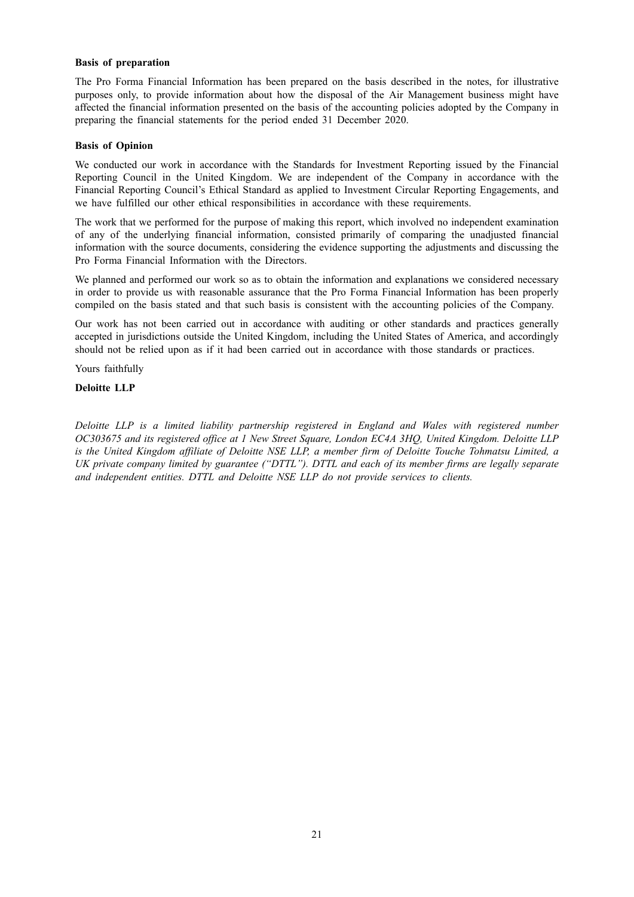**Basis of preparation**

The Pro Forma Financial Information has been prepared on the basis described in the notes, for illustrative purposes only, to provide information about how the disposal of the Air Management business might have affected the financial information presented on the basis of the accounting policies adopted by the Company in preparing the financial statements for the period ended 31 December 2020.

**Basis of Opinion**

We conducted our work in accordance with the Standards for Investment Reporting issued by the Financial Reporting Council in the United Kingdom. We are independent of the Company in accordance with the Financial Reporting Council's Ethical Standard as applied to Investment Circular Reporting Engagements, and we have fulfilled our other ethical responsibilities in accordance with these requirements.

The work that we performed for the purpose of making this report, which involved no independent examination of any of the underlying financial information, consisted primarily of comparing the unadjusted financial information with the source documents, considering the evidence supporting the adjustments and discussing the Pro Forma Financial Information with the Directors.

We planned and performed our work so as to obtain the information and explanations we considered necessary in order to provide us with reasonable assurance that the Pro Forma Financial Information has been properly compiled on the basis stated and that such basis is consistent with the accounting policies of the Company.

Our work has not been carried out in accordance with auditing or other standards and practices generally accepted in jurisdictions outside the United Kingdom, including the United States of America, and accordingly should not be relied upon as if it had been carried out in accordance with those standards or practices.

Yours faithfully

**Deloitte LLP**

*Deloitte LLP is a limited liability partnership registered in England and Wales with registered number OC303675 and its registered office at 1 New Street Square, London EC4A 3HQ, United Kingdom. Deloitte LLP is the United Kingdom affiliate of Deloitte NSE LLP, a member firm of Deloitte Touche Tohmatsu Limited, a UK private company limited by guarantee ("DTTL"). DTTL and each of its member firms are legally separate and independent entities. DTTL and Deloitte NSE LLP do not provide services to clients.*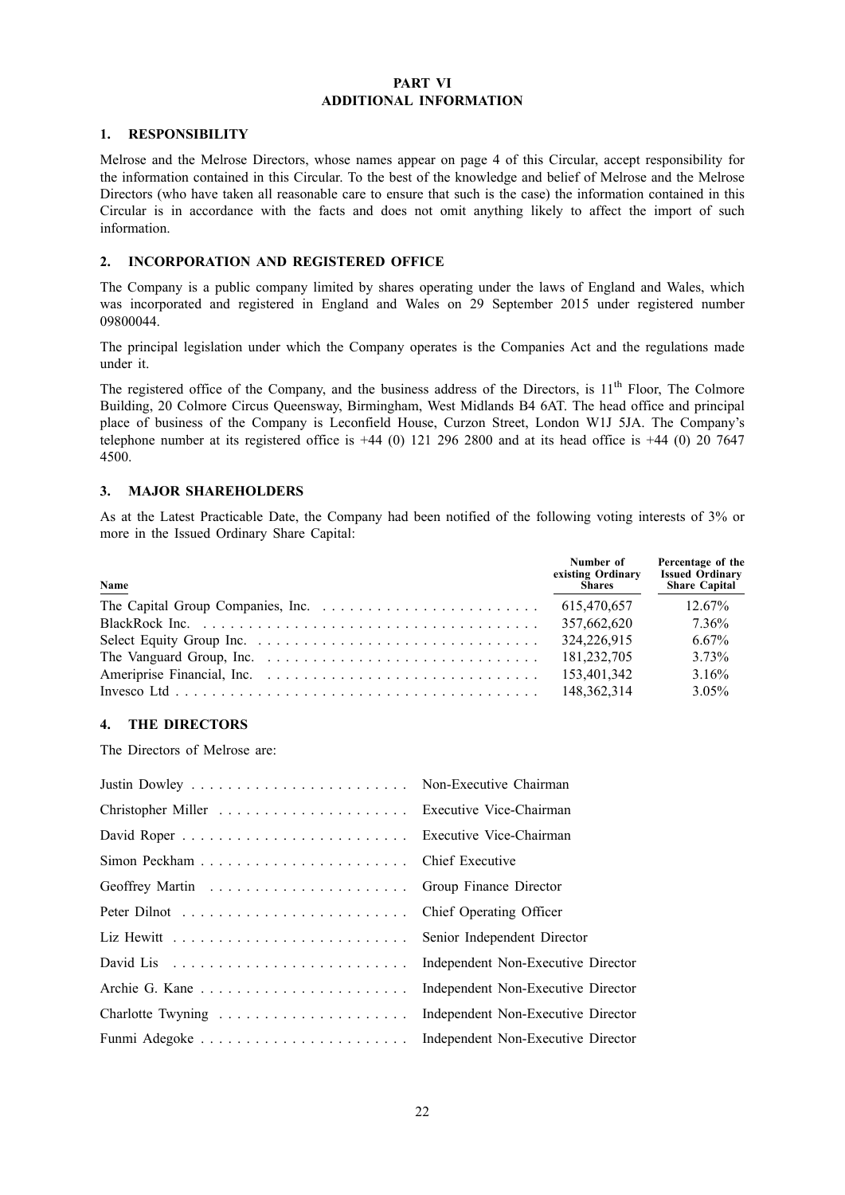# PART VI
# ADDITIONAL INFORMATION

## 1. RESPONSIBILITY

Melrose and the Melrose Directors, whose names appear on page 4 of this Circular, accept responsibility for the information contained in this Circular. To the best of the knowledge and belief of Melrose and the Melrose Directors (who have taken all reasonable care to ensure that such is the case) the information contained in this Circular is in accordance with the facts and does not omit anything likely to affect the import of such information.

## 2. INCORPORATION AND REGISTERED OFFICE

The Company is a public company limited by shares operating under the laws of England and Wales, which was incorporated and registered in England and Wales on 29 September 2015 under registered number 09800044.

The principal legislation under which the Company operates is the Companies Act and the regulations made under it.

The registered office of the Company, and the business address of the Directors, is 11th Floor, The Colmore Building, 20 Colmore Circus Queensway, Birmingham, West Midlands B4 6AT. The head office and principal place of business of the Company is Leconfield House, Curzon Street, London W1J 5JA. The Company's telephone number at its registered office is +44 (0) 121 296 2800 and at its head office is +44 (0) 20 7647 4500.

## 3. MAJOR SHAREHOLDERS

As at the Latest Practicable Date, the Company had been notified of the following voting interests of 3% or more in the Issued Ordinary Share Capital:

| Name | Number of existing Ordinary Shares | Percentage of the Issued Ordinary Share Capital |
|---|---|---|
| The Capital Group Companies, Inc. | 615,470,657 | 12.67% |
| BlackRock Inc. | 357,662,620 | 7.36% |
| Select Equity Group Inc. | 324,226,915 | 6.67% |
| The Vanguard Group, Inc. | 181,232,705 | 3.73% |
| Ameriprise Financial, Inc. | 153,401,342 | 3.16% |
| Invesco Ltd | 148,362,314 | 3.05% |

## 4. THE DIRECTORS

The Directors of Melrose are:

| | |
|---|---|
| Justin Dowley | Non-Executive Chairman |
| Christopher Miller | Executive Vice-Chairman |
| David Roper | Executive Vice-Chairman |
| Simon Peckham | Chief Executive |
| Geoffrey Martin | Group Finance Director |
| Peter Dilnot | Chief Operating Officer |
| Liz Hewitt | Senior Independent Director |
| David Lis | Independent Non-Executive Director |
| Archie G. Kane | Independent Non-Executive Director |
| Charlotte Twyning | Independent Non-Executive Director |
| Funmi Adegoke | Independent Non-Executive Director |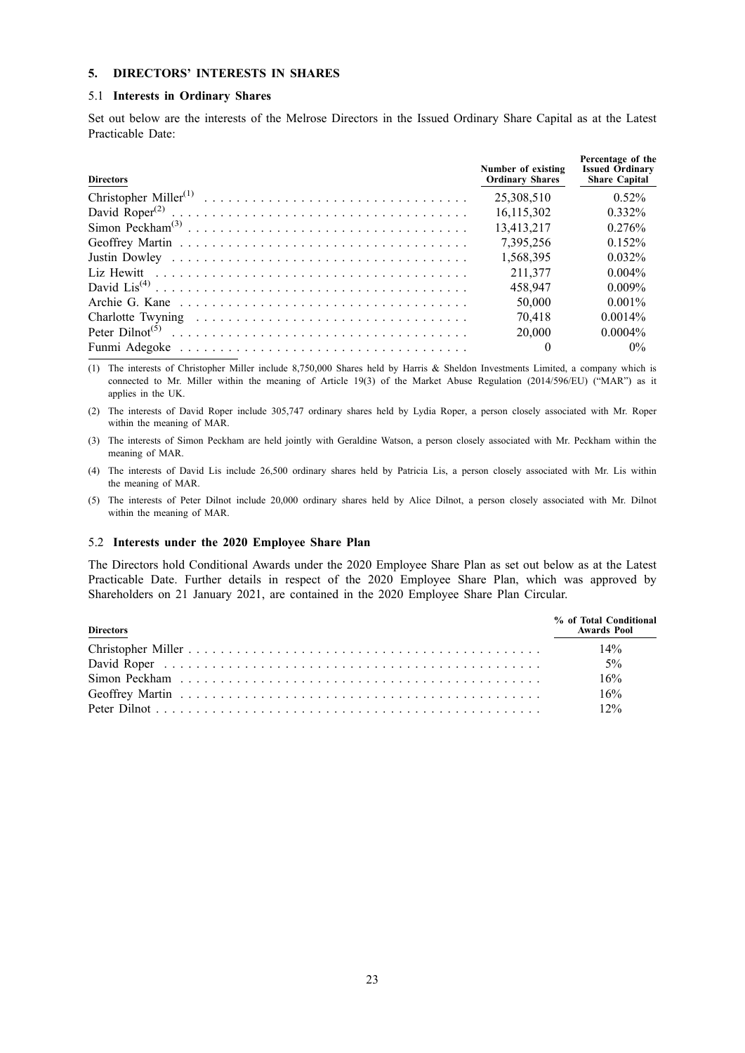## 5. DIRECTORS' INTERESTS IN SHARES

### 5.1 Interests in Ordinary Shares

Set out below are the interests of the Melrose Directors in the Issued Ordinary Share Capital as at the Latest Practicable Date:

| Directors | Number of existing Ordinary Shares | Percentage of the Issued Ordinary Share Capital |
|---|---|---|
| Christopher Miller[(1)] | 25,308,510 | 0.52% |
| David Roper[(2)] | 16,115,302 | 0.332% |
| Simon Peckham[(3)] | 13,413,217 | 0.276% |
| Geoffrey Martin | 7,395,256 | 0.152% |
| Justin Dowley | 1,568,395 | 0.032% |
| Liz Hewitt | 211,377 | 0.004% |
| David Lis[(4)] | 458,947 | 0.009% |
| Archie G. Kane | 50,000 | 0.001% |
| Charlotte Twyning | 70,418 | 0.0014% |
| Peter Dilnot[(5)] | 20,000 | 0.0004% |
| Funmi Adegoke | 0 | 0% |

(1) The interests of Christopher Miller include 8,750,000 Shares held by Harris & Sheldon Investments Limited, a company which is connected to Mr. Miller within the meaning of Article 19(3) of the Market Abuse Regulation (2014/596/EU) ("MAR") as it applies in the UK.

(2) The interests of David Roper include 305,747 ordinary shares held by Lydia Roper, a person closely associated with Mr. Roper within the meaning of MAR.

(3) The interests of Simon Peckham are held jointly with Geraldine Watson, a person closely associated with Mr. Peckham within the meaning of MAR.

(4) The interests of David Lis include 26,500 ordinary shares held by Patricia Lis, a person closely associated with Mr. Lis within the meaning of MAR.

(5) The interests of Peter Dilnot include 20,000 ordinary shares held by Alice Dilnot, a person closely associated with Mr. Dilnot within the meaning of MAR.

### 5.2 Interests under the 2020 Employee Share Plan

The Directors hold Conditional Awards under the 2020 Employee Share Plan as set out below as at the Latest Practicable Date. Further details in respect of the 2020 Employee Share Plan, which was approved by Shareholders on 21 January 2021, are contained in the 2020 Employee Share Plan Circular.

| Directors | % of Total Conditional Awards Pool |
|---|---|
| Christopher Miller | 14% |
| David Roper | 5% |
| Simon Peckham | 16% |
| Geoffrey Martin | 16% |
| Peter Dilnot | 12% |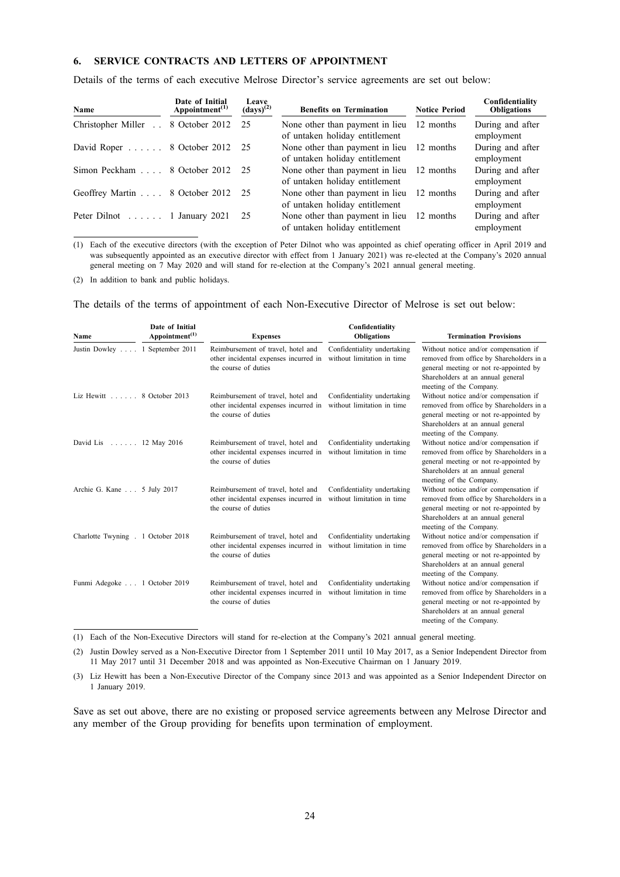## 6. SERVICE CONTRACTS AND LETTERS OF APPOINTMENT

Details of the terms of each executive Melrose Director's service agreements are set out below:

| Name | Date of Initial Appointment(1) | Leave (days)(2) | Benefits on Termination | Notice Period | Confidentiality Obligations |
|---|---|---|---|---|---|
| Christopher Miller | 8 October 2012 | 25 | None other than payment in lieu of untaken holiday entitlement | 12 months | During and after employment |
| David Roper | 8 October 2012 | 25 | None other than payment in lieu of untaken holiday entitlement | 12 months | During and after employment |
| Simon Peckham | 8 October 2012 | 25 | None other than payment in lieu of untaken holiday entitlement | 12 months | During and after employment |
| Geoffrey Martin | 8 October 2012 | 25 | None other than payment in lieu of untaken holiday entitlement | 12 months | During and after employment |
| Peter Dilnot | 1 January 2021 | 25 | None other than payment in lieu of untaken holiday entitlement | 12 months | During and after employment |

(1) Each of the executive directors (with the exception of Peter Dilnot who was appointed as chief operating officer in April 2019 and was subsequently appointed as an executive director with effect from 1 January 2021) was re-elected at the Company's 2020 annual general meeting on 7 May 2020 and will stand for re-election at the Company's 2021 annual general meeting.

(2) In addition to bank and public holidays.

The details of the terms of appointment of each Non-Executive Director of Melrose is set out below:

| Name | Date of Initial Appointment(1) | Expenses | Confidentiality Obligations | Termination Provisions |
|---|---|---|---|---|
| Justin Dowley | 1 September 2011 | Reimbursement of travel, hotel and other incidental expenses incurred in the course of duties | Confidentiality undertaking without limitation in time | Without notice and/or compensation if removed from office by Shareholders in a general meeting or not re-appointed by Shareholders at an annual general meeting of the Company. |
| Liz Hewitt | 8 October 2013 | Reimbursement of travel, hotel and other incidental expenses incurred in the course of duties | Confidentiality undertaking without limitation in time | Without notice and/or compensation if removed from office by Shareholders in a general meeting or not re-appointed by Shareholders at an annual general meeting of the Company. |
| David Lis | 12 May 2016 | Reimbursement of travel, hotel and other incidental expenses incurred in the course of duties | Confidentiality undertaking without limitation in time | Without notice and/or compensation if removed from office by Shareholders in a general meeting or not re-appointed by Shareholders at an annual general meeting of the Company. |
| Archie G. Kane | 5 July 2017 | Reimbursement of travel, hotel and other incidental expenses incurred in the course of duties | Confidentiality undertaking without limitation in time | Without notice and/or compensation if removed from office by Shareholders in a general meeting or not re-appointed by Shareholders at an annual general meeting of the Company. |
| Charlotte Twyning | 1 October 2018 | Reimbursement of travel, hotel and other incidental expenses incurred in the course of duties | Confidentiality undertaking without limitation in time | Without notice and/or compensation if removed from office by Shareholders in a general meeting or not re-appointed by Shareholders at an annual general meeting of the Company. |
| Funmi Adegoke | 1 October 2019 | Reimbursement of travel, hotel and other incidental expenses incurred in the course of duties | Confidentiality undertaking without limitation in time | Without notice and/or compensation if removed from office by Shareholders in a general meeting or not re-appointed by Shareholders at an annual general meeting of the Company. |

(1) Each of the Non-Executive Directors will stand for re-election at the Company's 2021 annual general meeting.

(2) Justin Dowley served as a Non-Executive Director from 1 September 2011 until 10 May 2017, as a Senior Independent Director from 11 May 2017 until 31 December 2018 and was appointed as Non-Executive Chairman on 1 January 2019.

(3) Liz Hewitt has been a Non-Executive Director of the Company since 2013 and was appointed as a Senior Independent Director on 1 January 2019.

Save as set out above, there are no existing or proposed service agreements between any Melrose Director and any member of the Group providing for benefits upon termination of employment.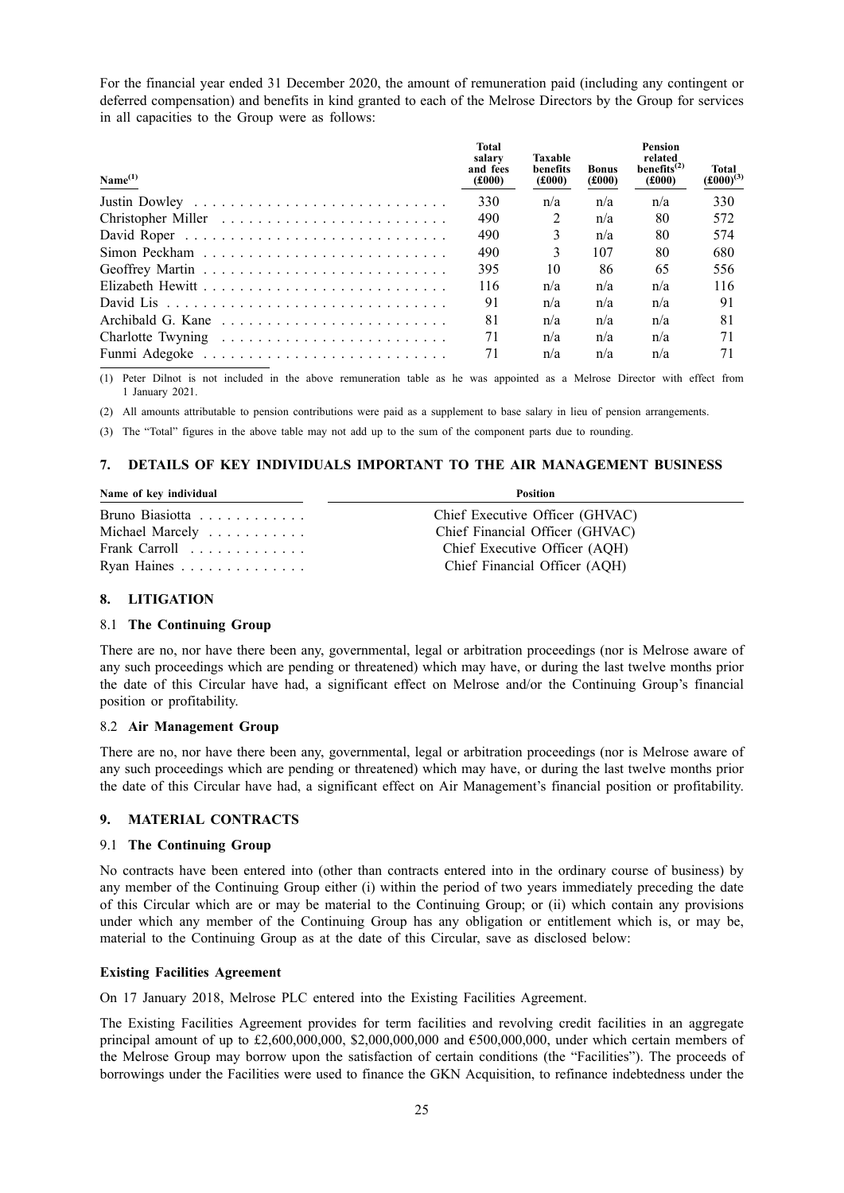For the financial year ended 31 December 2020, the amount of remuneration paid (including any contingent or deferred compensation) and benefits in kind granted to each of the Melrose Directors by the Group for services in all capacities to the Group were as follows:

| Name[(1)] | Total salary and fees (£000) | Taxable benefits (£000) | Bonus (£000) | Pension related benefits[(2)] (£000) | Total (£000)[(3)] |
|---|---|---|---|---|---|
| Justin Dowley | 330 | n/a | n/a | n/a | 330 |
| Christopher Miller | 490 | 2 | n/a | 80 | 572 |
| David Roper | 490 | 3 | n/a | 80 | 574 |
| Simon Peckham | 490 | 3 | 107 | 80 | 680 |
| Geoffrey Martin | 395 | 10 | 86 | 65 | 556 |
| Elizabeth Hewitt | 116 | n/a | n/a | n/a | 116 |
| David Lis | 91 | n/a | n/a | n/a | 91 |
| Archibald G. Kane | 81 | n/a | n/a | n/a | 81 |
| Charlotte Twyning | 71 | n/a | n/a | n/a | 71 |
| Funmi Adegoke | 71 | n/a | n/a | n/a | 71 |

(1) Peter Dilnot is not included in the above remuneration table as he was appointed as a Melrose Director with effect from 1 January 2021.

(2) All amounts attributable to pension contributions were paid as a supplement to base salary in lieu of pension arrangements.

(3) The "Total" figures in the above table may not add up to the sum of the component parts due to rounding.

## 7. DETAILS OF KEY INDIVIDUALS IMPORTANT TO THE AIR MANAGEMENT BUSINESS

| Name of key individual | Position |
|---|---|
| Bruno Biasiotta | Chief Executive Officer (GHVAC) |
| Michael Marcely | Chief Financial Officer (GHVAC) |
| Frank Carroll | Chief Executive Officer (AQH) |
| Ryan Haines | Chief Financial Officer (AQH) |

## 8. LITIGATION

### 8.1 The Continuing Group

There are no, nor have there been any, governmental, legal or arbitration proceedings (nor is Melrose aware of any such proceedings which are pending or threatened) which may have, or during the last twelve months prior the date of this Circular have had, a significant effect on Melrose and/or the Continuing Group's financial position or profitability.

### 8.2 Air Management Group

There are no, nor have there been any, governmental, legal or arbitration proceedings (nor is Melrose aware of any such proceedings which are pending or threatened) which may have, or during the last twelve months prior the date of this Circular have had, a significant effect on Air Management's financial position or profitability.

## 9. MATERIAL CONTRACTS

### 9.1 The Continuing Group

No contracts have been entered into (other than contracts entered into in the ordinary course of business) by any member of the Continuing Group either (i) within the period of two years immediately preceding the date of this Circular which are or may be material to the Continuing Group; or (ii) which contain any provisions under which any member of the Continuing Group has any obligation or entitlement which is, or may be, material to the Continuing Group as at the date of this Circular, save as disclosed below:

**Existing Facilities Agreement**

On 17 January 2018, Melrose PLC entered into the Existing Facilities Agreement.

The Existing Facilities Agreement provides for term facilities and revolving credit facilities in an aggregate principal amount of up to £2,600,000,000, $2,000,000,000 and €500,000,000, under which certain members of the Melrose Group may borrow upon the satisfaction of certain conditions (the "Facilities"). The proceeds of borrowings under the Facilities were used to finance the GKN Acquisition, to refinance indebtedness under the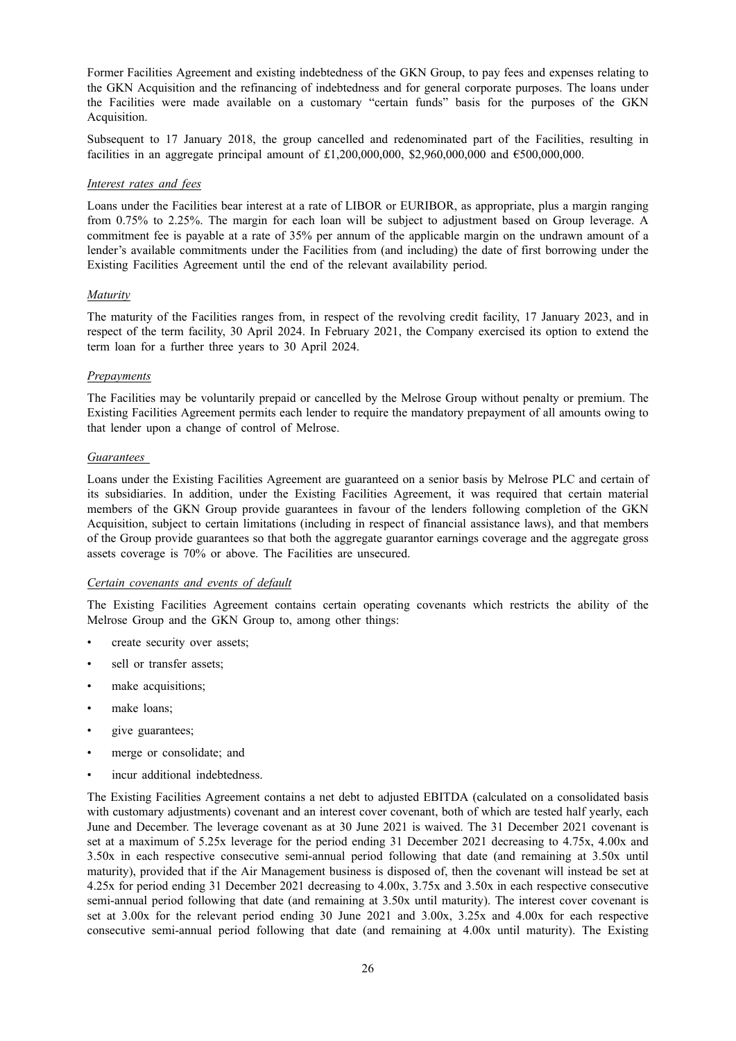Former Facilities Agreement and existing indebtedness of the GKN Group, to pay fees and expenses relating to the GKN Acquisition and the refinancing of indebtedness and for general corporate purposes. The loans under the Facilities were made available on a customary "certain funds" basis for the purposes of the GKN Acquisition.

Subsequent to 17 January 2018, the group cancelled and redenominated part of the Facilities, resulting in facilities in an aggregate principal amount of £1,200,000,000, $2,960,000,000 and €500,000,000.

*Interest rates and fees*

Loans under the Facilities bear interest at a rate of LIBOR or EURIBOR, as appropriate, plus a margin ranging from 0.75% to 2.25%. The margin for each loan will be subject to adjustment based on Group leverage. A commitment fee is payable at a rate of 35% per annum of the applicable margin on the undrawn amount of a lender's available commitments under the Facilities from (and including) the date of first borrowing under the Existing Facilities Agreement until the end of the relevant availability period.

*Maturity*

The maturity of the Facilities ranges from, in respect of the revolving credit facility, 17 January 2023, and in respect of the term facility, 30 April 2024. In February 2021, the Company exercised its option to extend the term loan for a further three years to 30 April 2024.

*Prepayments*

The Facilities may be voluntarily prepaid or cancelled by the Melrose Group without penalty or premium. The Existing Facilities Agreement permits each lender to require the mandatory prepayment of all amounts owing to that lender upon a change of control of Melrose.

*Guarantees*

Loans under the Existing Facilities Agreement are guaranteed on a senior basis by Melrose PLC and certain of its subsidiaries. In addition, under the Existing Facilities Agreement, it was required that certain material members of the GKN Group provide guarantees in favour of the lenders following completion of the GKN Acquisition, subject to certain limitations (including in respect of financial assistance laws), and that members of the Group provide guarantees so that both the aggregate guarantor earnings coverage and the aggregate gross assets coverage is 70% or above. The Facilities are unsecured.

*Certain covenants and events of default*

The Existing Facilities Agreement contains certain operating covenants which restricts the ability of the Melrose Group and the GKN Group to, among other things:

- create security over assets;
- sell or transfer assets;
- make acquisitions;
- make loans;
- give guarantees;
- merge or consolidate; and
- incur additional indebtedness.

The Existing Facilities Agreement contains a net debt to adjusted EBITDA (calculated on a consolidated basis with customary adjustments) covenant and an interest cover covenant, both of which are tested half yearly, each June and December. The leverage covenant as at 30 June 2021 is waived. The 31 December 2021 covenant is set at a maximum of 5.25x leverage for the period ending 31 December 2021 decreasing to 4.75x, 4.00x and 3.50x in each respective consecutive semi-annual period following that date (and remaining at 3.50x until maturity), provided that if the Air Management business is disposed of, then the covenant will instead be set at 4.25x for period ending 31 December 2021 decreasing to 4.00x, 3.75x and 3.50x in each respective consecutive semi-annual period following that date (and remaining at 3.50x until maturity). The interest cover covenant is set at 3.00x for the relevant period ending 30 June 2021 and 3.00x, 3.25x and 4.00x for each respective consecutive semi-annual period following that date (and remaining at 4.00x until maturity). The Existing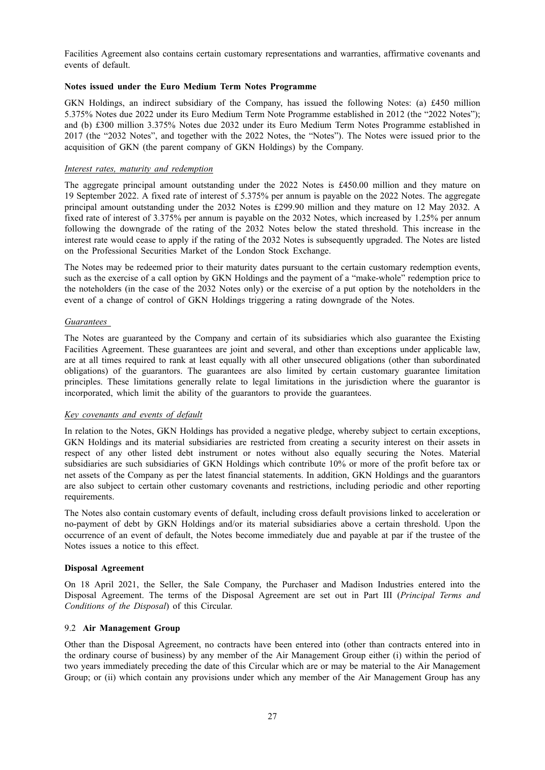Facilities Agreement also contains certain customary representations and warranties, affirmative covenants and events of default.

**Notes issued under the Euro Medium Term Notes Programme**

GKN Holdings, an indirect subsidiary of the Company, has issued the following Notes: (a) £450 million 5.375% Notes due 2022 under its Euro Medium Term Note Programme established in 2012 (the "2022 Notes"); and (b) £300 million 3.375% Notes due 2032 under its Euro Medium Term Notes Programme established in 2017 (the "2032 Notes", and together with the 2022 Notes, the "Notes"). The Notes were issued prior to the acquisition of GKN (the parent company of GKN Holdings) by the Company.

*Interest rates, maturity and redemption*

The aggregate principal amount outstanding under the 2022 Notes is £450.00 million and they mature on 19 September 2022. A fixed rate of interest of 5.375% per annum is payable on the 2022 Notes. The aggregate principal amount outstanding under the 2032 Notes is £299.90 million and they mature on 12 May 2032. A fixed rate of interest of 3.375% per annum is payable on the 2032 Notes, which increased by 1.25% per annum following the downgrade of the rating of the 2032 Notes below the stated threshold. This increase in the interest rate would cease to apply if the rating of the 2032 Notes is subsequently upgraded. The Notes are listed on the Professional Securities Market of the London Stock Exchange.

The Notes may be redeemed prior to their maturity dates pursuant to the certain customary redemption events, such as the exercise of a call option by GKN Holdings and the payment of a "make-whole" redemption price to the noteholders (in the case of the 2032 Notes only) or the exercise of a put option by the noteholders in the event of a change of control of GKN Holdings triggering a rating downgrade of the Notes.

*Guarantees*

The Notes are guaranteed by the Company and certain of its subsidiaries which also guarantee the Existing Facilities Agreement. These guarantees are joint and several, and other than exceptions under applicable law, are at all times required to rank at least equally with all other unsecured obligations (other than subordinated obligations) of the guarantors. The guarantees are also limited by certain customary guarantee limitation principles. These limitations generally relate to legal limitations in the jurisdiction where the guarantor is incorporated, which limit the ability of the guarantors to provide the guarantees.

*Key covenants and events of default*

In relation to the Notes, GKN Holdings has provided a negative pledge, whereby subject to certain exceptions, GKN Holdings and its material subsidiaries are restricted from creating a security interest on their assets in respect of any other listed debt instrument or notes without also equally securing the Notes. Material subsidiaries are such subsidiaries of GKN Holdings which contribute 10% or more of the profit before tax or net assets of the Company as per the latest financial statements. In addition, GKN Holdings and the guarantors are also subject to certain other customary covenants and restrictions, including periodic and other reporting requirements.

The Notes also contain customary events of default, including cross default provisions linked to acceleration or no-payment of debt by GKN Holdings and/or its material subsidiaries above a certain threshold. Upon the occurrence of an event of default, the Notes become immediately due and payable at par if the trustee of the Notes issues a notice to this effect.

**Disposal Agreement**

On 18 April 2021, the Seller, the Sale Company, the Purchaser and Madison Industries entered into the Disposal Agreement. The terms of the Disposal Agreement are set out in Part III (*Principal Terms and Conditions of the Disposal*) of this Circular.

9.2 **Air Management Group**

Other than the Disposal Agreement, no contracts have been entered into (other than contracts entered into in the ordinary course of business) by any member of the Air Management Group either (i) within the period of two years immediately preceding the date of this Circular which are or may be material to the Air Management Group; or (ii) which contain any provisions under which any member of the Air Management Group has any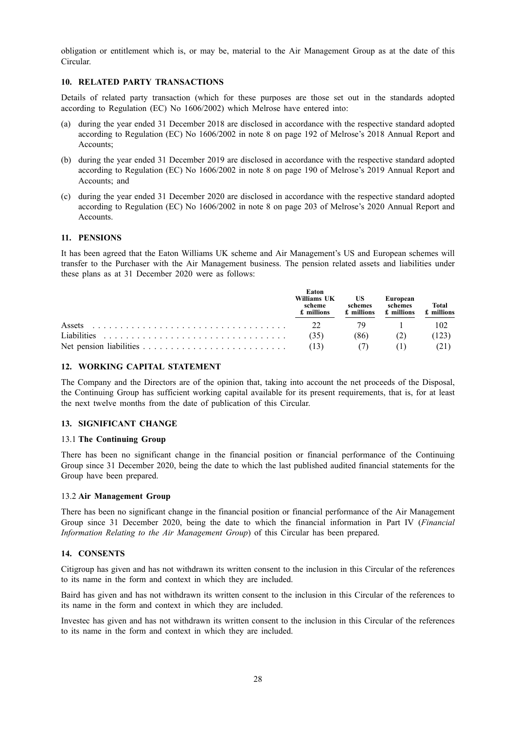obligation or entitlement which is, or may be, material to the Air Management Group as at the date of this Circular.

## 10. RELATED PARTY TRANSACTIONS

Details of related party transaction (which for these purposes are those set out in the standards adopted according to Regulation (EC) No 1606/2002) which Melrose have entered into:

(a) during the year ended 31 December 2018 are disclosed in accordance with the respective standard adopted according to Regulation (EC) No 1606/2002 in note 8 on page 192 of Melrose's 2018 Annual Report and Accounts;

(b) during the year ended 31 December 2019 are disclosed in accordance with the respective standard adopted according to Regulation (EC) No 1606/2002 in note 8 on page 190 of Melrose's 2019 Annual Report and Accounts; and

(c) during the year ended 31 December 2020 are disclosed in accordance with the respective standard adopted according to Regulation (EC) No 1606/2002 in note 8 on page 203 of Melrose's 2020 Annual Report and Accounts.

## 11. PENSIONS

It has been agreed that the Eaton Williams UK scheme and Air Management's US and European schemes will transfer to the Purchaser with the Air Management business. The pension related assets and liabilities under these plans as at 31 December 2020 were as follows:

| | Eaton Williams UK scheme £ millions | US schemes £ millions | European schemes £ millions | Total £ millions |
|---|---|---|---|---|
| Assets | 22 | 79 | 1 | 102 |
| Liabilities | (35) | (86) | (2) | (123) |
| Net pension liabilities | (13) | (7) | (1) | (21) |

## 12. WORKING CAPITAL STATEMENT

The Company and the Directors are of the opinion that, taking into account the net proceeds of the Disposal, the Continuing Group has sufficient working capital available for its present requirements, that is, for at least the next twelve months from the date of publication of this Circular.

## 13. SIGNIFICANT CHANGE

### 13.1 The Continuing Group

There has been no significant change in the financial position or financial performance of the Continuing Group since 31 December 2020, being the date to which the last published audited financial statements for the Group have been prepared.

### 13.2 Air Management Group

There has been no significant change in the financial position or financial performance of the Air Management Group since 31 December 2020, being the date to which the financial information in Part IV (*Financial Information Relating to the Air Management Group*) of this Circular has been prepared.

## 14. CONSENTS

Citigroup has given and has not withdrawn its written consent to the inclusion in this Circular of the references to its name in the form and context in which they are included.

Baird has given and has not withdrawn its written consent to the inclusion in this Circular of the references to its name in the form and context in which they are included.

Investec has given and has not withdrawn its written consent to the inclusion in this Circular of the references to its name in the form and context in which they are included.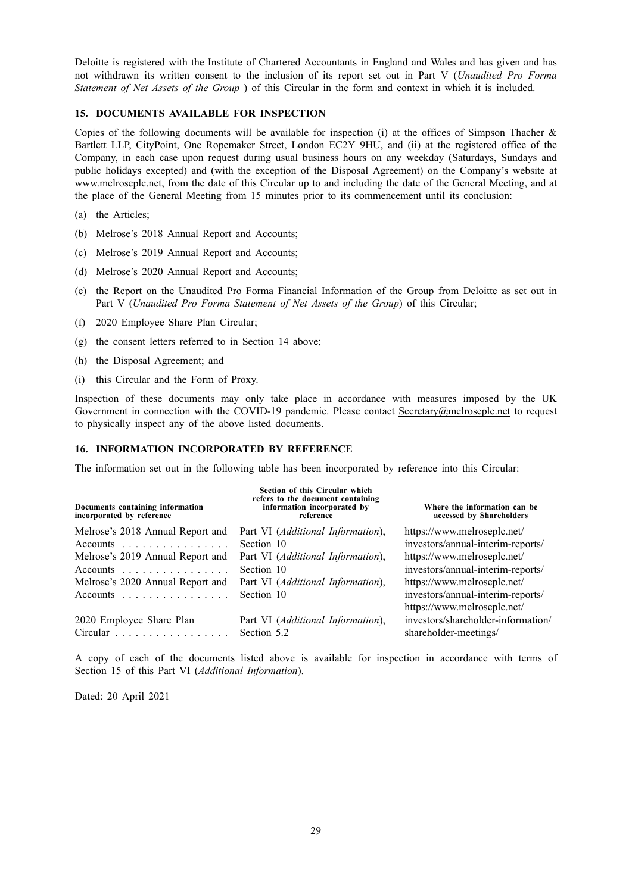Deloitte is registered with the Institute of Chartered Accountants in England and Wales and has given and has not withdrawn its written consent to the inclusion of its report set out in Part V (*Unaudited Pro Forma Statement of Net Assets of the Group* ) of this Circular in the form and context in which it is included.

## 15. DOCUMENTS AVAILABLE FOR INSPECTION

Copies of the following documents will be available for inspection (i) at the offices of Simpson Thacher & Bartlett LLP, CityPoint, One Ropemaker Street, London EC2Y 9HU, and (ii) at the registered office of the Company, in each case upon request during usual business hours on any weekday (Saturdays, Sundays and public holidays excepted) and (with the exception of the Disposal Agreement) on the Company's website at www.melroseplc.net, from the date of this Circular up to and including the date of the General Meeting, and at the place of the General Meeting from 15 minutes prior to its commencement until its conclusion:

(a) the Articles;

(b) Melrose's 2018 Annual Report and Accounts;

(c) Melrose's 2019 Annual Report and Accounts;

(d) Melrose's 2020 Annual Report and Accounts;

(e) the Report on the Unaudited Pro Forma Financial Information of the Group from Deloitte as set out in Part V (*Unaudited Pro Forma Statement of Net Assets of the Group*) of this Circular;

(f) 2020 Employee Share Plan Circular;

(g) the consent letters referred to in Section 14 above;

(h) the Disposal Agreement; and

(i) this Circular and the Form of Proxy.

Inspection of these documents may only take place in accordance with measures imposed by the UK Government in connection with the COVID-19 pandemic. Please contact Secretary@melroseplc.net to request to physically inspect any of the above listed documents.

## 16. INFORMATION INCORPORATED BY REFERENCE

The information set out in the following table has been incorporated by reference into this Circular:

| Documents containing information incorporated by reference | Section of this Circular which refers to the document containing information incorporated by reference | Where the information can be accessed by Shareholders |
|---|---|---|
| Melrose's 2018 Annual Report and Accounts | Part VI (*Additional Information*), Section 10 | https://www.melroseplc.net/investors/annual-interim-reports/ |
| Melrose's 2019 Annual Report and Accounts | Part VI (*Additional Information*), Section 10 | https://www.melroseplc.net/investors/annual-interim-reports/ |
| Melrose's 2020 Annual Report and Accounts | Part VI (*Additional Information*), Section 10 | https://www.melroseplc.net/investors/annual-interim-reports/ |
| 2020 Employee Share Plan Circular | Part VI (*Additional Information*), Section 5.2 | https://www.melroseplc.net/investors/shareholder-information/shareholder-meetings/ |

A copy of each of the documents listed above is available for inspection in accordance with terms of Section 15 of this Part VI (*Additional Information*).

Dated: 20 April 2021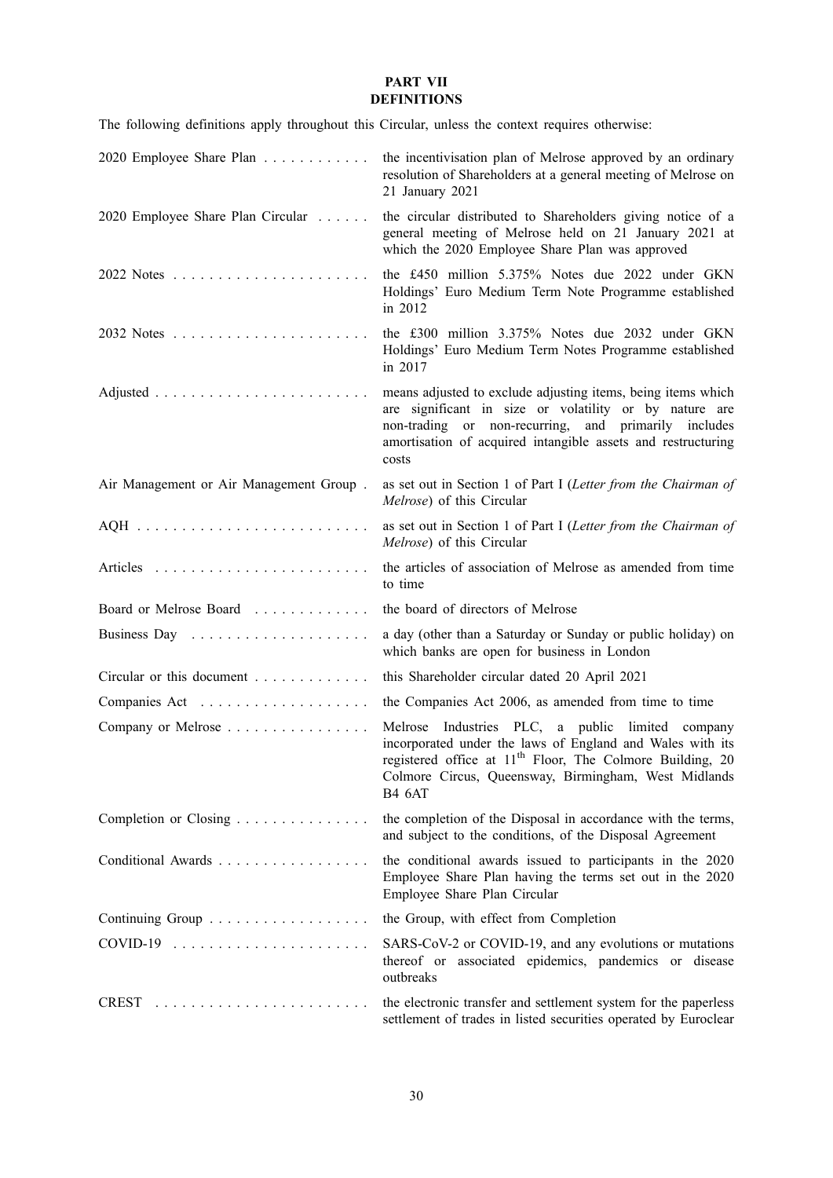# PART VII
## DEFINITIONS

The following definitions apply throughout this Circular, unless the context requires otherwise:

| Term | Definition |
| --- | --- |
| 2020 Employee Share Plan | the incentivisation plan of Melrose approved by an ordinary resolution of Shareholders at a general meeting of Melrose on 21 January 2021 |
| 2020 Employee Share Plan Circular | the circular distributed to Shareholders giving notice of a general meeting of Melrose held on 21 January 2021 at which the 2020 Employee Share Plan was approved |
| 2022 Notes | the £450 million 5.375% Notes due 2022 under GKN Holdings' Euro Medium Term Note Programme established in 2012 |
| 2032 Notes | the £300 million 3.375% Notes due 2032 under GKN Holdings' Euro Medium Term Notes Programme established in 2017 |
| Adjusted | means adjusted to exclude adjusting items, being items which are significant in size or volatility or by nature are non-trading or non-recurring, and primarily includes amortisation of acquired intangible assets and restructuring costs |
| Air Management or Air Management Group | as set out in Section 1 of Part I (*Letter from the Chairman of Melrose*) of this Circular |
| AQH | as set out in Section 1 of Part I (*Letter from the Chairman of Melrose*) of this Circular |
| Articles | the articles of association of Melrose as amended from time to time |
| Board or Melrose Board | the board of directors of Melrose |
| Business Day | a day (other than a Saturday or Sunday or public holiday) on which banks are open for business in London |
| Circular or this document | this Shareholder circular dated 20 April 2021 |
| Companies Act | the Companies Act 2006, as amended from time to time |
| Company or Melrose | Melrose Industries PLC, a public limited company incorporated under the laws of England and Wales with its registered office at 11th Floor, The Colmore Building, 20 Colmore Circus, Queensway, Birmingham, West Midlands B4 6AT |
| Completion or Closing | the completion of the Disposal in accordance with the terms, and subject to the conditions, of the Disposal Agreement |
| Conditional Awards | the conditional awards issued to participants in the 2020 Employee Share Plan having the terms set out in the 2020 Employee Share Plan Circular |
| Continuing Group | the Group, with effect from Completion |
| COVID-19 | SARS-CoV-2 or COVID-19, and any evolutions or mutations thereof or associated epidemics, pandemics or disease outbreaks |
| CREST | the electronic transfer and settlement system for the paperless settlement of trades in listed securities operated by Euroclear |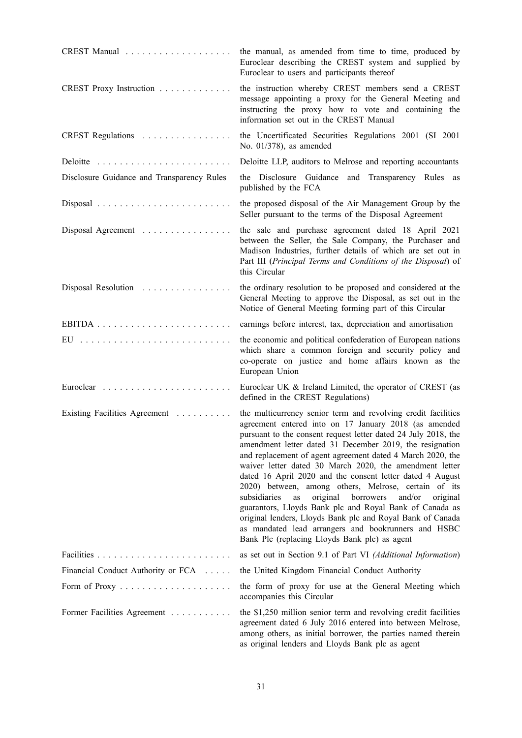| | |
|---|---|
| CREST Manual | the manual, as amended from time to time, produced by Euroclear describing the CREST system and supplied by Euroclear to users and participants thereof |
| CREST Proxy Instruction | the instruction whereby CREST members send a CREST message appointing a proxy for the General Meeting and instructing the proxy how to vote and containing the information set out in the CREST Manual |
| CREST Regulations | the Uncertificated Securities Regulations 2001 (SI 2001 No. 01/378), as amended |
| Deloitte | Deloitte LLP, auditors to Melrose and reporting accountants |
| Disclosure Guidance and Transparency Rules | the Disclosure Guidance and Transparency Rules as published by the FCA |
| Disposal | the proposed disposal of the Air Management Group by the Seller pursuant to the terms of the Disposal Agreement |
| Disposal Agreement | the sale and purchase agreement dated 18 April 2021 between the Seller, the Sale Company, the Purchaser and Madison Industries, further details of which are set out in Part III (*Principal Terms and Conditions of the Disposal*) of this Circular |
| Disposal Resolution | the ordinary resolution to be proposed and considered at the General Meeting to approve the Disposal, as set out in the Notice of General Meeting forming part of this Circular |
| EBITDA | earnings before interest, tax, depreciation and amortisation |
| EU | the economic and political confederation of European nations which share a common foreign and security policy and co-operate on justice and home affairs known as the European Union |
| Euroclear | Euroclear UK & Ireland Limited, the operator of CREST (as defined in the CREST Regulations) |
| Existing Facilities Agreement | the multicurrency senior term and revolving credit facilities agreement entered into on 17 January 2018 (as amended pursuant to the consent request letter dated 24 July 2018, the amendment letter dated 31 December 2019, the resignation and replacement of agent agreement dated 4 March 2020, the waiver letter dated 30 March 2020, the amendment letter dated 16 April 2020 and the consent letter dated 4 August 2020) between, among others, Melrose, certain of its subsidiaries as original borrowers and/or original guarantors, Lloyds Bank plc and Royal Bank of Canada as original lenders, Lloyds Bank plc and Royal Bank of Canada as mandated lead arrangers and bookrunners and HSBC Bank Plc (replacing Lloyds Bank plc) as agent |
| Facilities | as set out in Section 9.1 of Part VI *(Additional Information*) |
| Financial Conduct Authority or FCA | the United Kingdom Financial Conduct Authority |
| Form of Proxy | the form of proxy for use at the General Meeting which accompanies this Circular |
| Former Facilities Agreement | the $1,250 million senior term and revolving credit facilities agreement dated 6 July 2016 entered into between Melrose, among others, as initial borrower, the parties named therein as original lenders and Lloyds Bank plc as agent |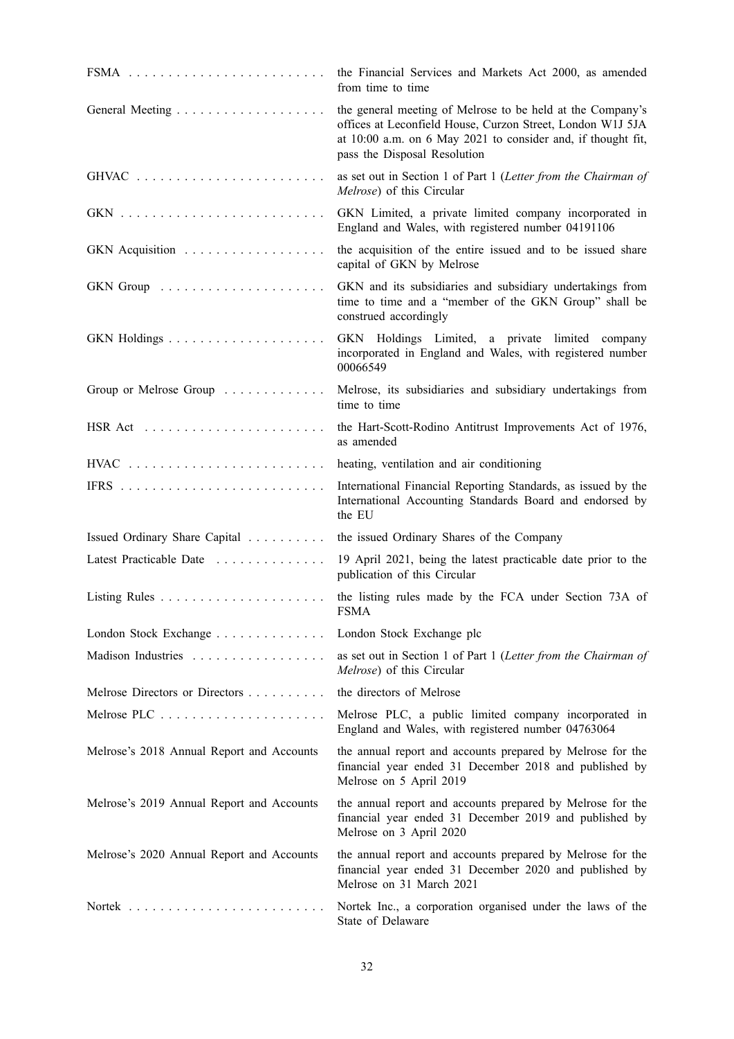| | |
|---|---|
| FSMA | the Financial Services and Markets Act 2000, as amended from time to time |
| General Meeting | the general meeting of Melrose to be held at the Company's offices at Leconfield House, Curzon Street, London W1J 5JA at 10:00 a.m. on 6 May 2021 to consider and, if thought fit, pass the Disposal Resolution |
| GHVAC | as set out in Section 1 of Part 1 (*Letter from the Chairman of Melrose*) of this Circular |
| GKN | GKN Limited, a private limited company incorporated in England and Wales, with registered number 04191106 |
| GKN Acquisition | the acquisition of the entire issued and to be issued share capital of GKN by Melrose |
| GKN Group | GKN and its subsidiaries and subsidiary undertakings from time to time and a "member of the GKN Group" shall be construed accordingly |
| GKN Holdings | GKN Holdings Limited, a private limited company incorporated in England and Wales, with registered number 00066549 |
| Group or Melrose Group | Melrose, its subsidiaries and subsidiary undertakings from time to time |
| HSR Act | the Hart-Scott-Rodino Antitrust Improvements Act of 1976, as amended |
| HVAC | heating, ventilation and air conditioning |
| IFRS | International Financial Reporting Standards, as issued by the International Accounting Standards Board and endorsed by the EU |
| Issued Ordinary Share Capital | the issued Ordinary Shares of the Company |
| Latest Practicable Date | 19 April 2021, being the latest practicable date prior to the publication of this Circular |
| Listing Rules | the listing rules made by the FCA under Section 73A of FSMA |
| London Stock Exchange | London Stock Exchange plc |
| Madison Industries | as set out in Section 1 of Part 1 (*Letter from the Chairman of Melrose*) of this Circular |
| Melrose Directors or Directors | the directors of Melrose |
| Melrose PLC | Melrose PLC, a public limited company incorporated in England and Wales, with registered number 04763064 |
| Melrose's 2018 Annual Report and Accounts | the annual report and accounts prepared by Melrose for the financial year ended 31 December 2018 and published by Melrose on 5 April 2019 |
| Melrose's 2019 Annual Report and Accounts | the annual report and accounts prepared by Melrose for the financial year ended 31 December 2019 and published by Melrose on 3 April 2020 |
| Melrose's 2020 Annual Report and Accounts | the annual report and accounts prepared by Melrose for the financial year ended 31 December 2020 and published by Melrose on 31 March 2021 |
| Nortek | Nortek Inc., a corporation organised under the laws of the State of Delaware |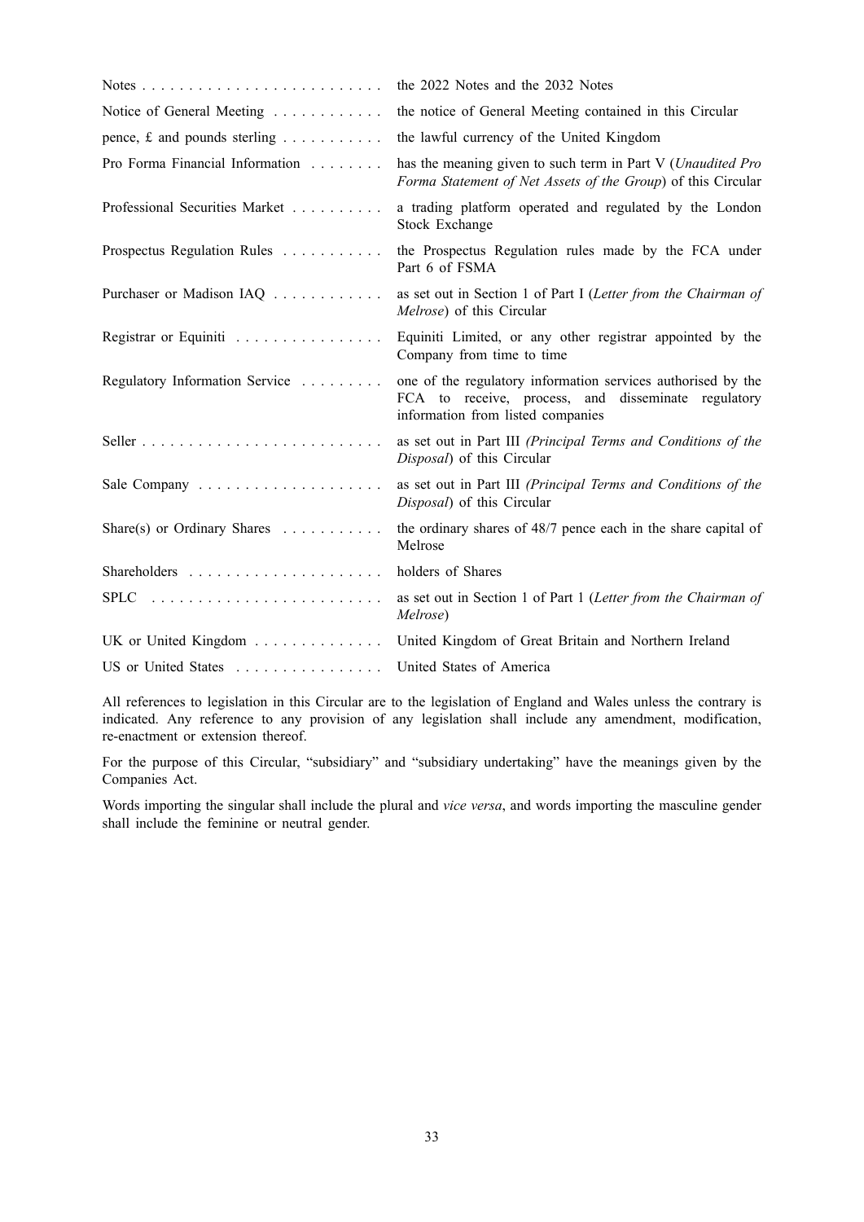| | |
|---|---|
| Notes | the 2022 Notes and the 2032 Notes |
| Notice of General Meeting | the notice of General Meeting contained in this Circular |
| pence, £ and pounds sterling | the lawful currency of the United Kingdom |
| Pro Forma Financial Information | has the meaning given to such term in Part V (*Unaudited Pro Forma Statement of Net Assets of the Group*) of this Circular |
| Professional Securities Market | a trading platform operated and regulated by the London Stock Exchange |
| Prospectus Regulation Rules | the Prospectus Regulation rules made by the FCA under Part 6 of FSMA |
| Purchaser or Madison IAQ | as set out in Section 1 of Part I (*Letter from the Chairman of Melrose*) of this Circular |
| Registrar or Equiniti | Equiniti Limited, or any other registrar appointed by the Company from time to time |
| Regulatory Information Service | one of the regulatory information services authorised by the FCA to receive, process, and disseminate regulatory information from listed companies |
| Seller | as set out in Part III *(Principal Terms and Conditions of the Disposal*) of this Circular |
| Sale Company | as set out in Part III *(Principal Terms and Conditions of the Disposal*) of this Circular |
| Share(s) or Ordinary Shares | the ordinary shares of 48/7 pence each in the share capital of Melrose |
| Shareholders | holders of Shares |
| SPLC | as set out in Section 1 of Part 1 (*Letter from the Chairman of Melrose*) |
| UK or United Kingdom | United Kingdom of Great Britain and Northern Ireland |
| US or United States | United States of America |

All references to legislation in this Circular are to the legislation of England and Wales unless the contrary is indicated. Any reference to any provision of any legislation shall include any amendment, modification, re-enactment or extension thereof.

For the purpose of this Circular, "subsidiary" and "subsidiary undertaking" have the meanings given by the Companies Act.

Words importing the singular shall include the plural and *vice versa*, and words importing the masculine gender shall include the feminine or neutral gender.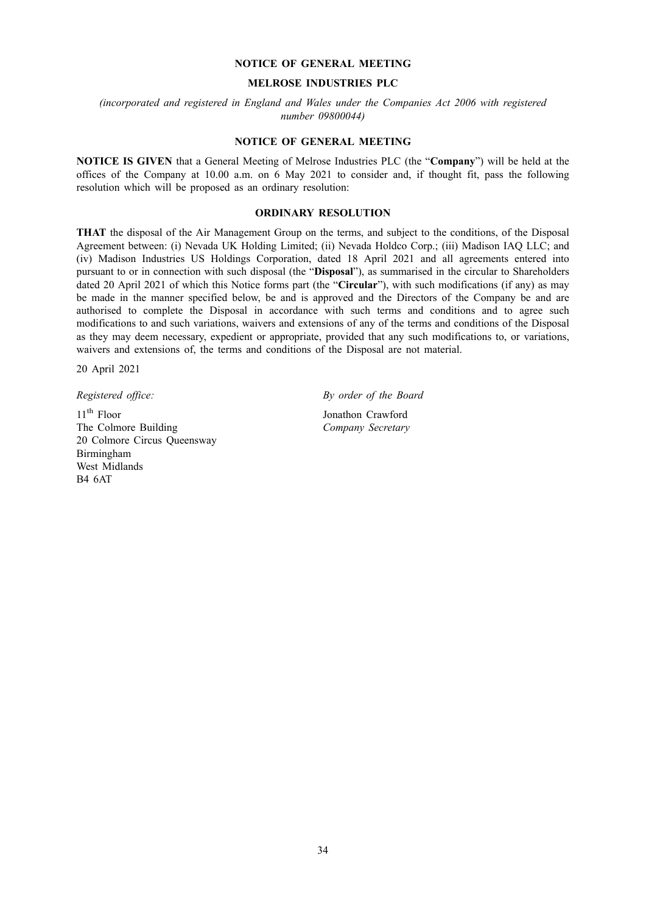# NOTICE OF GENERAL MEETING

## MELROSE INDUSTRIES PLC

*(incorporated and registered in England and Wales under the Companies Act 2006 with registered number 09800044)*

## NOTICE OF GENERAL MEETING

**NOTICE IS GIVEN** that a General Meeting of Melrose Industries PLC (the "**Company**") will be held at the offices of the Company at 10.00 a.m. on 6 May 2021 to consider and, if thought fit, pass the following resolution which will be proposed as an ordinary resolution:

### ORDINARY RESOLUTION

**THAT** the disposal of the Air Management Group on the terms, and subject to the conditions, of the Disposal Agreement between: (i) Nevada UK Holding Limited; (ii) Nevada Holdco Corp.; (iii) Madison IAQ LLC; and (iv) Madison Industries US Holdings Corporation, dated 18 April 2021 and all agreements entered into pursuant to or in connection with such disposal (the "**Disposal**"), as summarised in the circular to Shareholders dated 20 April 2021 of which this Notice forms part (the "**Circular**"), with such modifications (if any) as may be made in the manner specified below, be and is approved and the Directors of the Company be and are authorised to complete the Disposal in accordance with such terms and conditions and to agree such modifications to and such variations, waivers and extensions of any of the terms and conditions of the Disposal as they may deem necessary, expedient or appropriate, provided that any such modifications to, or variations, waivers and extensions of, the terms and conditions of the Disposal are not material.

20 April 2021

*Registered office:*

11th Floor
The Colmore Building
20 Colmore Circus Queensway
Birmingham
West Midlands
B4 6AT

*By order of the Board*

Jonathon Crawford
*Company Secretary*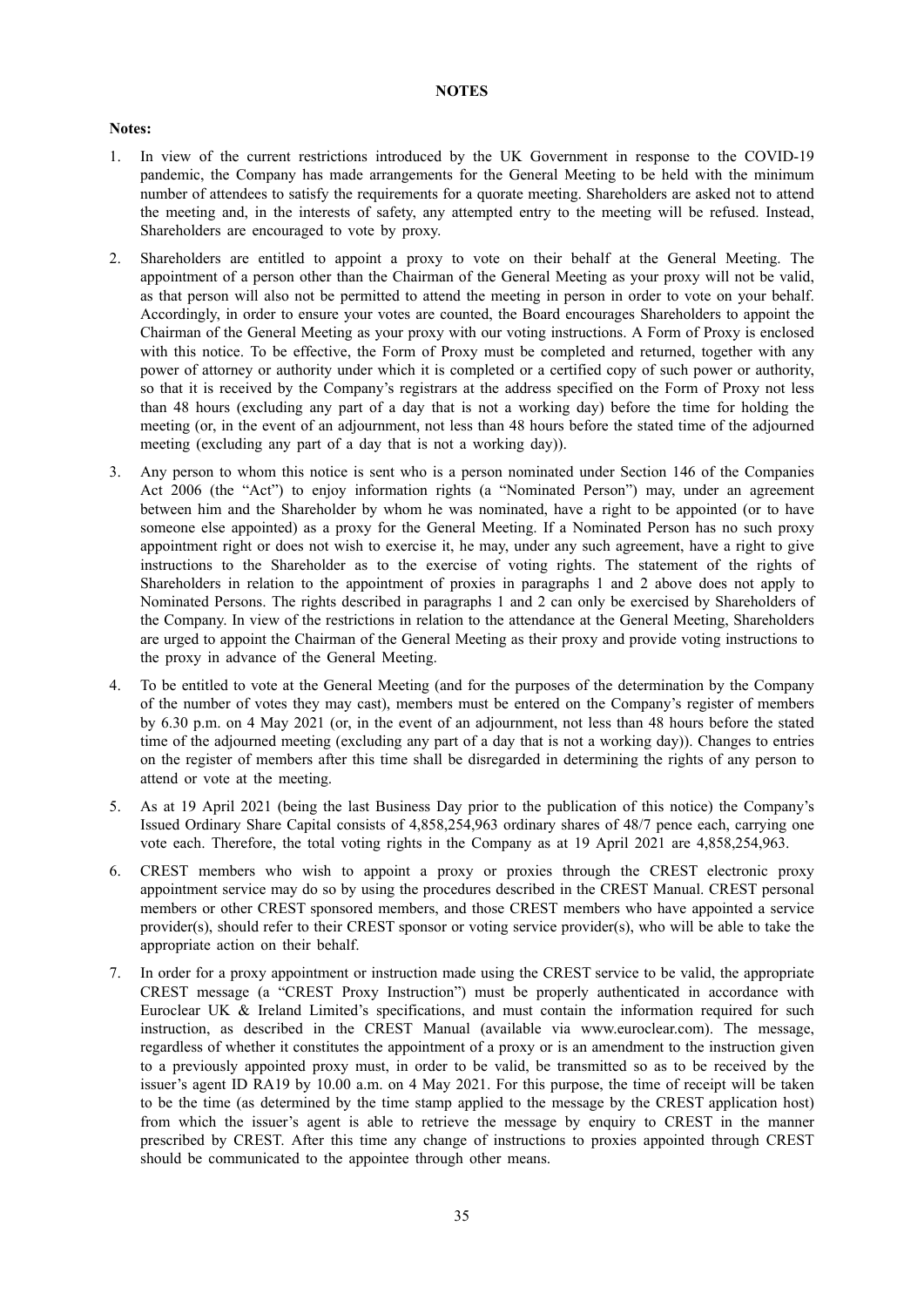## NOTES

**Notes:**

1. In view of the current restrictions introduced by the UK Government in response to the COVID-19 pandemic, the Company has made arrangements for the General Meeting to be held with the minimum number of attendees to satisfy the requirements for a quorate meeting. Shareholders are asked not to attend the meeting and, in the interests of safety, any attempted entry to the meeting will be refused. Instead, Shareholders are encouraged to vote by proxy.

2. Shareholders are entitled to appoint a proxy to vote on their behalf at the General Meeting. The appointment of a person other than the Chairman of the General Meeting as your proxy will not be valid, as that person will also not be permitted to attend the meeting in person in order to vote on your behalf. Accordingly, in order to ensure your votes are counted, the Board encourages Shareholders to appoint the Chairman of the General Meeting as your proxy with our voting instructions. A Form of Proxy is enclosed with this notice. To be effective, the Form of Proxy must be completed and returned, together with any power of attorney or authority under which it is completed or a certified copy of such power or authority, so that it is received by the Company's registrars at the address specified on the Form of Proxy not less than 48 hours (excluding any part of a day that is not a working day) before the time for holding the meeting (or, in the event of an adjournment, not less than 48 hours before the stated time of the adjourned meeting (excluding any part of a day that is not a working day)).

3. Any person to whom this notice is sent who is a person nominated under Section 146 of the Companies Act 2006 (the "Act") to enjoy information rights (a "Nominated Person") may, under an agreement between him and the Shareholder by whom he was nominated, have a right to be appointed (or to have someone else appointed) as a proxy for the General Meeting. If a Nominated Person has no such proxy appointment right or does not wish to exercise it, he may, under any such agreement, have a right to give instructions to the Shareholder as to the exercise of voting rights. The statement of the rights of Shareholders in relation to the appointment of proxies in paragraphs 1 and 2 above does not apply to Nominated Persons. The rights described in paragraphs 1 and 2 can only be exercised by Shareholders of the Company. In view of the restrictions in relation to the attendance at the General Meeting, Shareholders are urged to appoint the Chairman of the General Meeting as their proxy and provide voting instructions to the proxy in advance of the General Meeting.

4. To be entitled to vote at the General Meeting (and for the purposes of the determination by the Company of the number of votes they may cast), members must be entered on the Company's register of members by 6.30 p.m. on 4 May 2021 (or, in the event of an adjournment, not less than 48 hours before the stated time of the adjourned meeting (excluding any part of a day that is not a working day)). Changes to entries on the register of members after this time shall be disregarded in determining the rights of any person to attend or vote at the meeting.

5. As at 19 April 2021 (being the last Business Day prior to the publication of this notice) the Company's Issued Ordinary Share Capital consists of 4,858,254,963 ordinary shares of 48/7 pence each, carrying one vote each. Therefore, the total voting rights in the Company as at 19 April 2021 are 4,858,254,963.

6. CREST members who wish to appoint a proxy or proxies through the CREST electronic proxy appointment service may do so by using the procedures described in the CREST Manual. CREST personal members or other CREST sponsored members, and those CREST members who have appointed a service provider(s), should refer to their CREST sponsor or voting service provider(s), who will be able to take the appropriate action on their behalf.

7. In order for a proxy appointment or instruction made using the CREST service to be valid, the appropriate CREST message (a "CREST Proxy Instruction") must be properly authenticated in accordance with Euroclear UK & Ireland Limited's specifications, and must contain the information required for such instruction, as described in the CREST Manual (available via www.euroclear.com). The message, regardless of whether it constitutes the appointment of a proxy or is an amendment to the instruction given to a previously appointed proxy must, in order to be valid, be transmitted so as to be received by the issuer's agent ID RA19 by 10.00 a.m. on 4 May 2021. For this purpose, the time of receipt will be taken to be the time (as determined by the time stamp applied to the message by the CREST application host) from which the issuer's agent is able to retrieve the message by enquiry to CREST in the manner prescribed by CREST. After this time any change of instructions to proxies appointed through CREST should be communicated to the appointee through other means.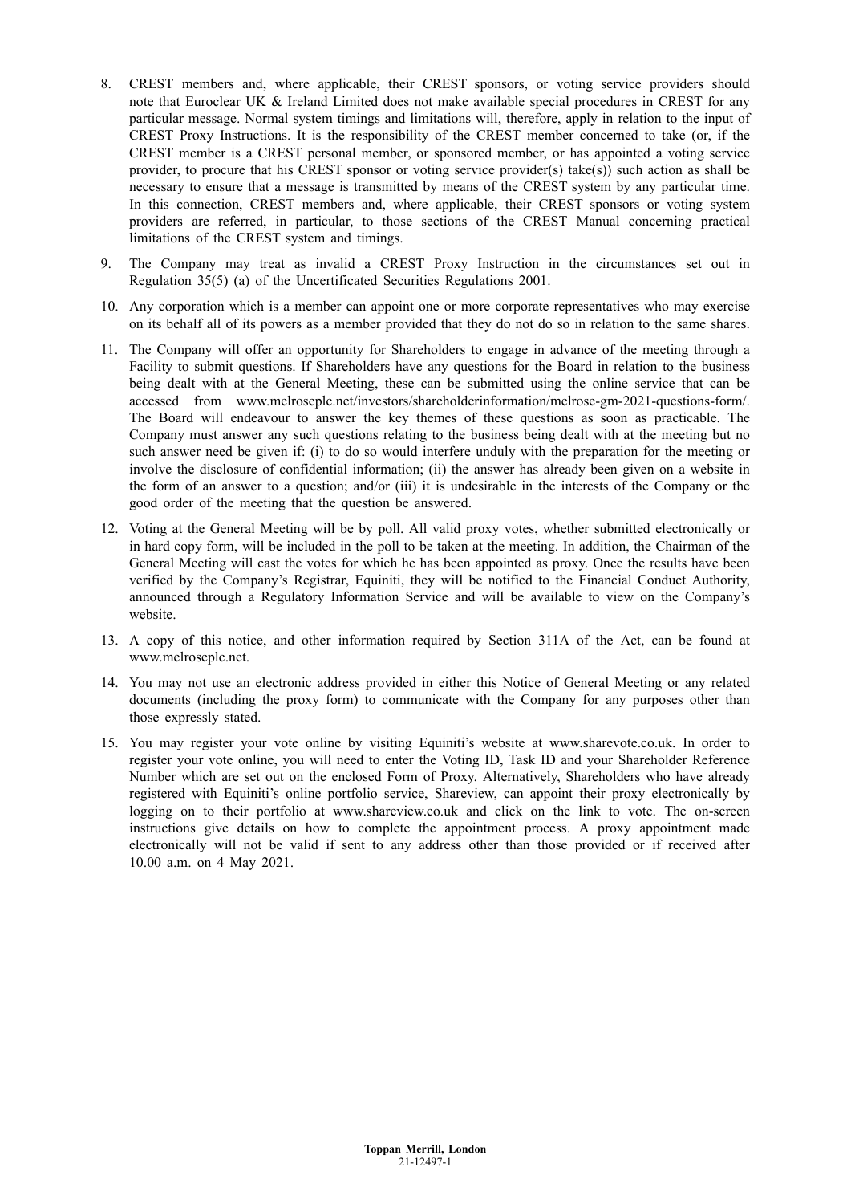8. CREST members and, where applicable, their CREST sponsors, or voting service providers should note that Euroclear UK & Ireland Limited does not make available special procedures in CREST for any particular message. Normal system timings and limitations will, therefore, apply in relation to the input of CREST Proxy Instructions. It is the responsibility of the CREST member concerned to take (or, if the CREST member is a CREST personal member, or sponsored member, or has appointed a voting service provider, to procure that his CREST sponsor or voting service provider(s) take(s)) such action as shall be necessary to ensure that a message is transmitted by means of the CREST system by any particular time. In this connection, CREST members and, where applicable, their CREST sponsors or voting system providers are referred, in particular, to those sections of the CREST Manual concerning practical limitations of the CREST system and timings.

9. The Company may treat as invalid a CREST Proxy Instruction in the circumstances set out in Regulation 35(5) (a) of the Uncertificated Securities Regulations 2001.

10. Any corporation which is a member can appoint one or more corporate representatives who may exercise on its behalf all of its powers as a member provided that they do not do so in relation to the same shares.

11. The Company will offer an opportunity for Shareholders to engage in advance of the meeting through a Facility to submit questions. If Shareholders have any questions for the Board in relation to the business being dealt with at the General Meeting, these can be submitted using the online service that can be accessed from www.melroseplc.net/investors/shareholderinformation/melrose-gm-2021-questions-form/. The Board will endeavour to answer the key themes of these questions as soon as practicable. The Company must answer any such questions relating to the business being dealt with at the meeting but no such answer need be given if: (i) to do so would interfere unduly with the preparation for the meeting or involve the disclosure of confidential information; (ii) the answer has already been given on a website in the form of an answer to a question; and/or (iii) it is undesirable in the interests of the Company or the good order of the meeting that the question be answered.

12. Voting at the General Meeting will be by poll. All valid proxy votes, whether submitted electronically or in hard copy form, will be included in the poll to be taken at the meeting. In addition, the Chairman of the General Meeting will cast the votes for which he has been appointed as proxy. Once the results have been verified by the Company's Registrar, Equiniti, they will be notified to the Financial Conduct Authority, announced through a Regulatory Information Service and will be available to view on the Company's website.

13. A copy of this notice, and other information required by Section 311A of the Act, can be found at www.melroseplc.net.

14. You may not use an electronic address provided in either this Notice of General Meeting or any related documents (including the proxy form) to communicate with the Company for any purposes other than those expressly stated.

15. You may register your vote online by visiting Equiniti's website at www.sharevote.co.uk. In order to register your vote online, you will need to enter the Voting ID, Task ID and your Shareholder Reference Number which are set out on the enclosed Form of Proxy. Alternatively, Shareholders who have already registered with Equiniti's online portfolio service, Shareview, can appoint their proxy electronically by logging on to their portfolio at www.shareview.co.uk and click on the link to vote. The on-screen instructions give details on how to complete the appointment process. A proxy appointment made electronically will not be valid if sent to any address other than those provided or if received after 10.00 a.m. on 4 May 2021.

**Toppan Merrill, London**
21-12497-1